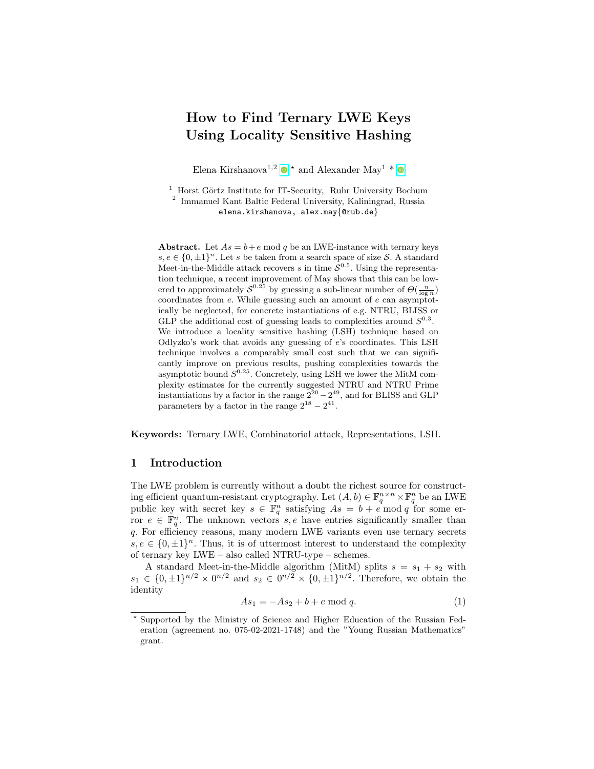# How to Find Ternary LWE Keys Using Locality Sensitive Hashing

Elena Kirshanova[1,2] ⋆ and Alexander May[1] ∗

[1] Horst Görtz Institute for IT-Security, Ruhr University Bochum
[2] Immanuel Kant Baltic Federal University, Kaliningrad, Russia
elena.kirshanova, alex.may{@rub.de}

**Abstract.** Let $As = b + e \bmod q$ be an LWE-instance with ternary keys $s, e \in \{0, \pm 1\}^n$. Let $s$ be taken from a search space of size $\mathcal{S}$. A standard Meet-in-the-Middle attack recovers $s$ in time $\mathcal{S}^{0.5}$. Using the representation technique, a recent improvement of May shows that this can be lowered to approximately $\mathcal{S}^{0.25}$ by guessing a sub-linear number of $\Theta(\frac{n}{\log n})$ coordinates from $e$. While guessing such an amount of $e$ can asymptotically be neglected, for concrete instantiations of e.g. NTRU, BLISS or GLP the additional cost of guessing leads to complexities around $S^{0.3}$. We introduce a locality sensitive hashing (LSH) technique based on Odlyzko's work that avoids any guessing of $e$'s coordinates. This LSH technique involves a comparably small cost such that we can significantly improve on previous results, pushing complexities towards the asymptotic bound $S^{0.25}$. Concretely, using LSH we lower the MitM complexity estimates for the currently suggested NTRU and NTRU Prime instantiations by a factor in the range $2^{20} - 2^{49}$, and for BLISS and GLP parameters by a factor in the range $2^{18} - 2^{41}$.

**Keywords:** Ternary LWE, Combinatorial attack, Representations, LSH.

## 1 Introduction

The LWE problem is currently without a doubt the richest source for constructing efficient quantum-resistant cryptography. Let $(A, b) \in \mathbb{F}_q^{n \times n} \times \mathbb{F}_q^n$ be an LWE public key with secret key $s \in \mathbb{F}_q^n$ satisfying $As = b + e \bmod q$ for some error $e \in \mathbb{F}_q^n$. The unknown vectors $s, e$ have entries significantly smaller than $q$. For efficiency reasons, many modern LWE variants even use ternary secrets $s, e \in \{0, \pm 1\}^n$. Thus, it is of uttermost interest to understand the complexity of ternary key LWE – also called NTRU-type – schemes.

A standard Meet-in-the-Middle algorithm (MitM) splits $s = s_1 + s_2$ with $s_1 \in \{0, \pm 1\}^{n/2} \times 0^{n/2}$ and $s_2 \in 0^{n/2} \times \{0, \pm 1\}^{n/2}$. Therefore, we obtain the identity

$$As_1 = -As_2 + b + e \bmod q. \tag{1}$$

---

⋆ Supported by the Ministry of Science and Higher Education of the Russian Federation (agreement no. 075-02-2021-1748) and the "Young Russian Mathematics" grant.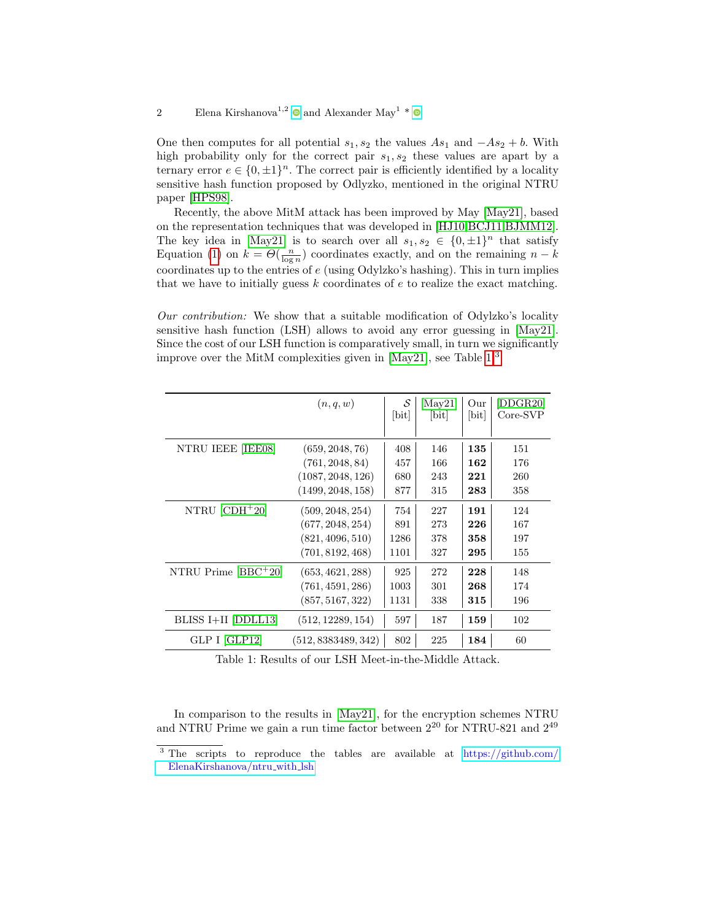One then computes for all potential $s_1, s_2$ the values $As_1$ and $-As_2 + b$. With high probability only for the correct pair $s_1, s_2$ these values are apart by a ternary error $e \in \{0, \pm 1\}^n$. The correct pair is efficiently identified by a locality sensitive hash function proposed by Odlyzko, mentioned in the original NTRU paper [HPS98].

Recently, the above MitM attack has been improved by May [May21], based on the representation techniques that was developed in [HJ10,BCJ11,BJMM12]. The key idea in [May21] is to search over all $s_1, s_2 \in \{0, \pm 1\}^n$ that satisfy Equation (1) on $k = \Theta(\frac{n}{\log n})$ coordinates exactly, and on the remaining $n - k$ coordinates up to the entries of $e$ (using Odylzko's hashing). This in turn implies that we have to initially guess $k$ coordinates of $e$ to realize the exact matching.

*Our contribution:* We show that a suitable modification of Odylzko's locality sensitive hash function (LSH) allows to avoid any error guessing in [May21]. Since the cost of our LSH function is comparatively small, in turn we significantly improve over the MitM complexities given in [May21], see Table 1.[3]

| | $(n, q, w)$ | $\mathcal{S}$ [bit] | [May21] [bit] | Our [bit] | [DDGR20] Core-SVP |
|---|---|---|---|---|---|
| NTRU IEEE [IEE08] | $(659, 2048, 76)$ | 408 | 146 | **135** | 151 |
| | $(761, 2048, 84)$ | 457 | 166 | **162** | 176 |
| | $(1087, 2048, 126)$ | 680 | 243 | **221** | 260 |
| | $(1499, 2048, 158)$ | 877 | 315 | **283** | 358 |
| NTRU [CDH+20] | $(509, 2048, 254)$ | 754 | 227 | **191** | 124 |
| | $(677, 2048, 254)$ | 891 | 273 | **226** | 167 |
| | $(821, 4096, 510)$ | 1286 | 378 | **358** | 197 |
| | $(701, 8192, 468)$ | 1101 | 327 | **295** | 155 |
| NTRU Prime [BBC+20] | $(653, 4621, 288)$ | 925 | 272 | **228** | 148 |
| | $(761, 4591, 286)$ | 1003 | 301 | **268** | 174 |
| | $(857, 5167, 322)$ | 1131 | 338 | **315** | 196 |
| BLISS I+II [DDLL13] | $(512, 12289, 154)$ | 597 | 187 | **159** | 102 |
| GLP I [GLP12] | $(512, 8383489, 342)$ | 802 | 225 | **184** | 60 |

Table 1: Results of our LSH Meet-in-the-Middle Attack.

In comparison to the results in [May21], for the encryption schemes NTRU and NTRU Prime we gain a run time factor between $2^{20}$ for NTRU-821 and $2^{49}$

[3] The scripts to reproduce the tables are available at https://github.com/ElenaKirshanova/ntru_with_lsh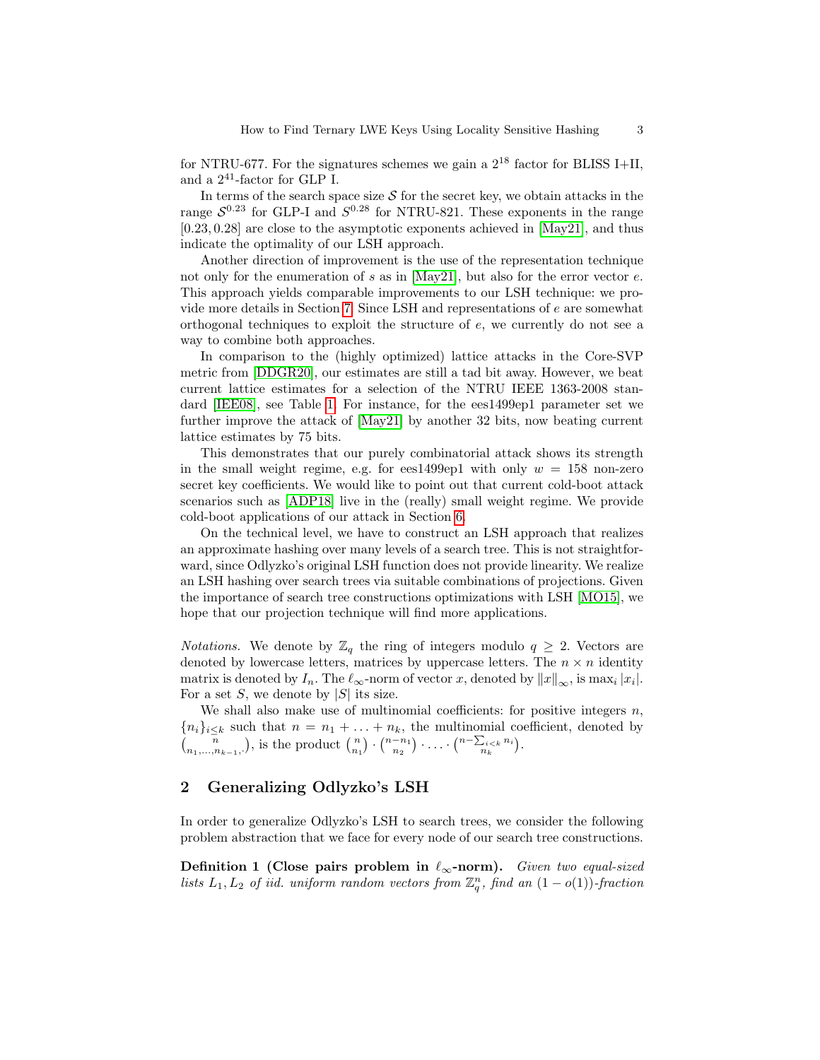for NTRU-677. For the signatures schemes we gain a $2^{18}$ factor for BLISS I+II, and a $2^{41}$-factor for GLP I.

In terms of the search space size $\mathcal{S}$ for the secret key, we obtain attacks in the range $\mathcal{S}^{0.23}$ for GLP-I and $S^{0.28}$ for NTRU-821. These exponents in the range $[0.23, 0.28]$ are close to the asymptotic exponents achieved in [May21], and thus indicate the optimality of our LSH approach.

Another direction of improvement is the use of the representation technique not only for the enumeration of $s$ as in [May21], but also for the error vector $e$. This approach yields comparable improvements to our LSH technique: we provide more details in Section 7. Since LSH and representations of $e$ are somewhat orthogonal techniques to exploit the structure of $e$, we currently do not see a way to combine both approaches.

In comparison to the (highly optimized) lattice attacks in the Core-SVP metric from [DDGR20], our estimates are still a tad bit away. However, we beat current lattice estimates for a selection of the NTRU IEEE 1363-2008 standard [IEE08], see Table 1. For instance, for the ees1499ep1 parameter set we further improve the attack of [May21] by another 32 bits, now beating current lattice estimates by 75 bits.

This demonstrates that our purely combinatorial attack shows its strength in the small weight regime, e.g. for ees1499ep1 with only $w = 158$ non-zero secret key coefficients. We would like to point out that current cold-boot attack scenarios such as [ADP18] live in the (really) small weight regime. We provide cold-boot applications of our attack in Section 6.

On the technical level, we have to construct an LSH approach that realizes an approximate hashing over many levels of a search tree. This is not straightforward, since Odlyzko's original LSH function does not provide linearity. We realize an LSH hashing over search trees via suitable combinations of projections. Given the importance of search tree constructions optimizations with LSH [MO15], we hope that our projection technique will find more applications.

*Notations.* We denote by $\mathbb{Z}_q$ the ring of integers modulo $q \geq 2$. Vectors are denoted by lowercase letters, matrices by uppercase letters. The $n \times n$ identity matrix is denoted by $I_n$. The $\ell_\infty$-norm of vector $x$, denoted by $\|x\|_\infty$, is $\max_i |x_i|$. For a set $S$, we denote by $|S|$ its size.

We shall also make use of multinomial coefficients: for positive integers $n$, $\{n_i\}_{i \leq k}$ such that $n = n_1 + \ldots + n_k$, the multinomial coefficient, denoted by $\binom{n}{n_1, \ldots, n_{k-1}, \cdot}$, is the product $\binom{n}{n_1} \cdot \binom{n-n_1}{n_2} \cdot \ldots \cdot \binom{n - \sum_{i<k} n_i}{n_k}$.

## 2 Generalizing Odlyzko's LSH

In order to generalize Odlyzko's LSH to search trees, we consider the following problem abstraction that we face for every node of our search tree constructions.

**Definition 1 (Close pairs problem in $\ell_\infty$-norm).** *Given two equal-sized lists $L_1, L_2$ of iid. uniform random vectors from $\mathbb{Z}_q^n$, find an $(1 - o(1))$-fraction*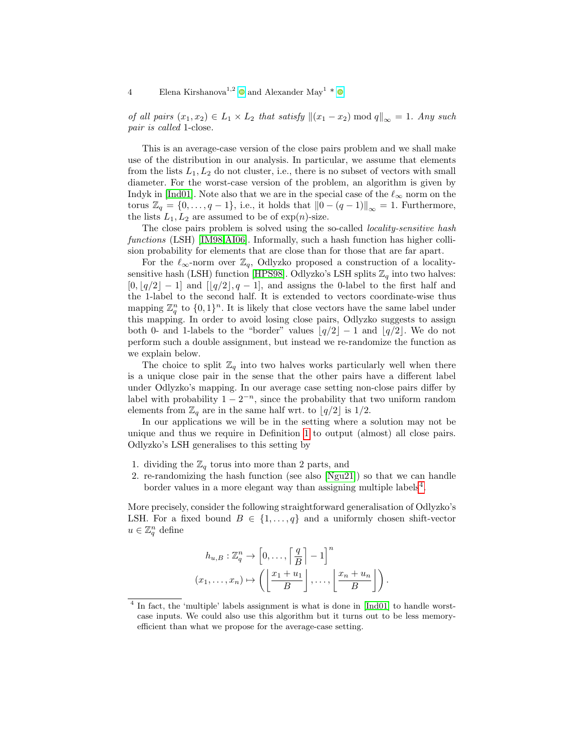*of all pairs $(x_1, x_2) \in L_1 \times L_2$ that satisfy $\|(x_1 - x_2) \bmod q\|_\infty = 1$. Any such pair is called* 1-close.

This is an average-case version of the close pairs problem and we shall make use of the distribution in our analysis. In particular, we assume that elements from the lists $L_1, L_2$ do not cluster, i.e., there is no subset of vectors with small diameter. For the worst-case version of the problem, an algorithm is given by Indyk in [Ind01]. Note also that we are in the special case of the $\ell_\infty$ norm on the torus $\mathbb{Z}_q = \{0, \ldots, q-1\}$, i.e., it holds that $\|0 - (q-1)\|_\infty = 1$. Furthermore, the lists $L_1, L_2$ are assumed to be of $\exp(n)$-size.

The close pairs problem is solved using the so-called *locality-sensitive hash functions* (LSH) [IM98,AI06]. Informally, such a hash function has higher collision probability for elements that are close than for those that are far apart.

For the $\ell_\infty$-norm over $\mathbb{Z}_q$, Odlyzko proposed a construction of a locality-sensitive hash (LSH) function [HPS98]. Odlyzko's LSH splits $\mathbb{Z}_q$ into two halves: $[0, \lfloor q/2 \rfloor - 1]$ and $[\lfloor q/2 \rfloor, q-1]$, and assigns the 0-label to the first half and the 1-label to the second half. It is extended to vectors coordinate-wise thus mapping $\mathbb{Z}_q^n$ to $\{0,1\}^n$. It is likely that close vectors have the same label under this mapping. In order to avoid losing close pairs, Odlyzko suggests to assign both 0- and 1-labels to the "border" values $\lfloor q/2 \rfloor - 1$ and $\lfloor q/2 \rfloor$. We do not perform such a double assignment, but instead we re-randomize the function as we explain below.

The choice to split $\mathbb{Z}_q$ into two halves works particularly well when there is a unique close pair in the sense that the other pairs have a different label under Odlyzko's mapping. In our average case setting non-close pairs differ by label with probability $1 - 2^{-n}$, since the probability that two uniform random elements from $\mathbb{Z}_q$ are in the same half wrt. to $\lfloor q/2 \rfloor$ is $1/2$.

In our applications we will be in the setting where a solution may not be unique and thus we require in Definition 1 to output (almost) all close pairs. Odlyzko's LSH generalises to this setting by

1. dividing the $\mathbb{Z}_q$ torus into more than 2 parts, and
2. re-randomizing the hash function (see also [Ngu21]) so that we can handle border values in a more elegant way than assigning multiple labels[4].

More precisely, consider the following straightforward generalisation of Odlyzko's LSH. For a fixed bound $B \in \{1, \ldots, q\}$ and a uniformly chosen shift-vector $u \in \mathbb{Z}_q^n$ define

$$h_{u,B} : \mathbb{Z}_q^n \to \left[0, \ldots, \left\lceil \frac{q}{B} \right\rceil - 1\right]^n$$
$$(x_1, \ldots, x_n) \mapsto \left( \left\lfloor \frac{x_1 + u_1}{B} \right\rfloor, \ldots, \left\lfloor \frac{x_n + u_n}{B} \right\rfloor \right).$$

[4] In fact, the 'multiple' labels assignment is what is done in [Ind01] to handle worst-case inputs. We could also use this algorithm but it turns out to be less memory-efficient than what we propose for the average-case setting.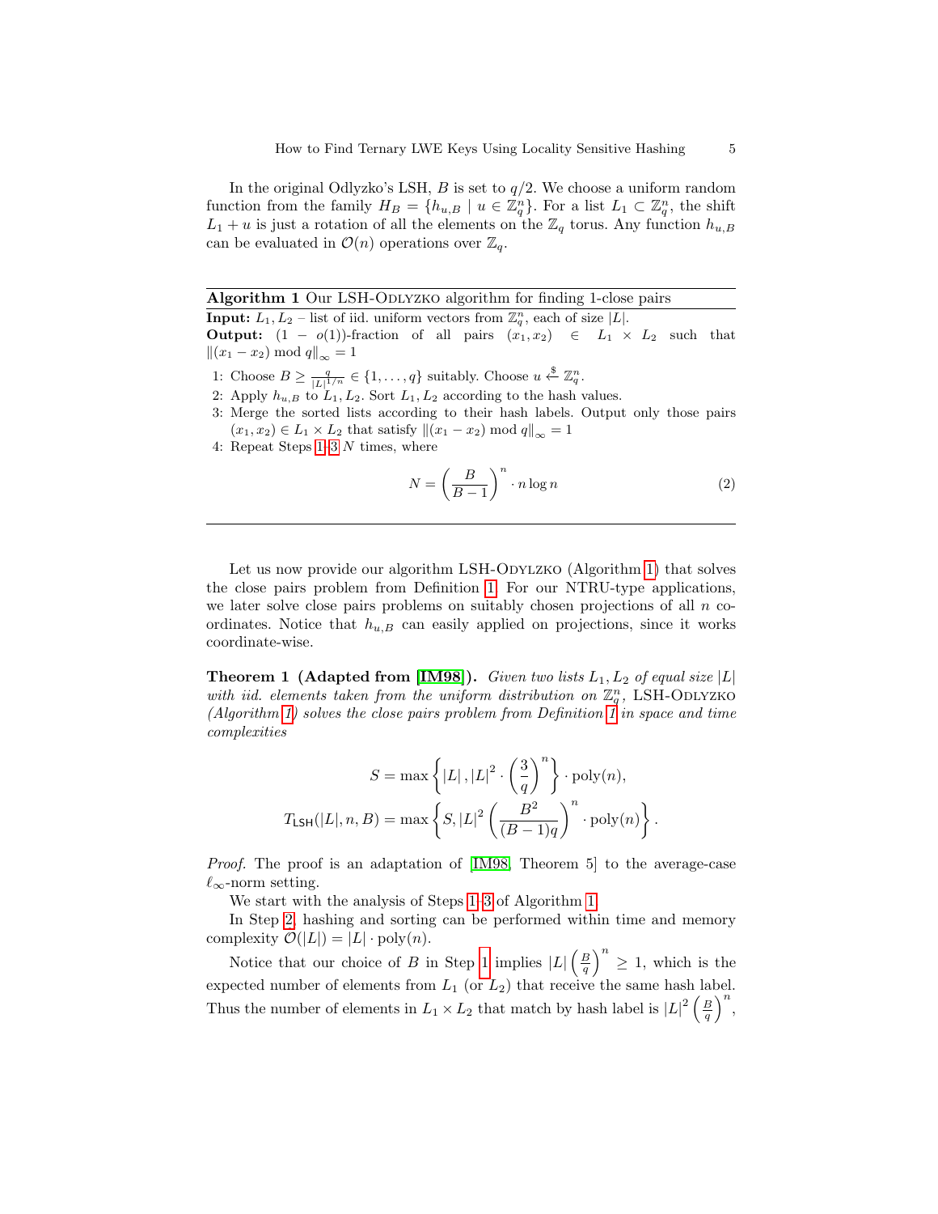In the original Odlyzko's LSH, $B$ is set to $q/2$. We choose a uniform random function from the family $H_B = \{h_{u,B} \mid u \in \mathbb{Z}_q^n\}$. For a list $L_1 \subset \mathbb{Z}_q^n$, the shift $L_1 + u$ is just a rotation of all the elements on the $\mathbb{Z}_q$ torus. Any function $h_{u,B}$ can be evaluated in $\mathcal{O}(n)$ operations over $\mathbb{Z}_q$.

---

**Algorithm 1** Our LSH-Odlyzko algorithm for finding 1-close pairs

---

**Input:** $L_1, L_2$ – list of iid. uniform vectors from $\mathbb{Z}_q^n$, each of size $|L|$.

**Output:** $(1 - o(1))$-fraction of all pairs $(x_1, x_2) \in L_1 \times L_2$ such that $\|(x_1 - x_2) \bmod q\|_\infty = 1$

1: Choose $B \geq \frac{q}{|L|^{1/n}} \in \{1, \ldots, q\}$ suitably. Choose $u \xleftarrow{\$} \mathbb{Z}_q^n$.

2: Apply $h_{u,B}$ to $L_1, L_2$. Sort $L_1, L_2$ according to the hash values.

3: Merge the sorted lists according to their hash labels. Output only those pairs $(x_1, x_2) \in L_1 \times L_2$ that satisfy $\|(x_1 - x_2) \bmod q\|_\infty = 1$

4: Repeat Steps 1–3 $N$ times, where

$$N = \left(\frac{B}{B-1}\right)^n \cdot n \log n \tag{2}$$

---

Let us now provide our algorithm LSH-Odylzko (Algorithm 1) that solves the close pairs problem from Definition 1. For our NTRU-type applications, we later solve close pairs problems on suitably chosen projections of all $n$ coordinates. Notice that $h_{u,B}$ can easily applied on projections, since it works coordinate-wise.

**Theorem 1 (Adapted from [IM98]).** *Given two lists $L_1, L_2$ of equal size $|L|$ with iid. elements taken from the uniform distribution on $\mathbb{Z}_q^n$,* LSH-Odlyzko *(Algorithm 1) solves the close pairs problem from Definition 1 in space and time complexities*

$$S = \max\left\{|L|, |L|^2 \cdot \left(\frac{3}{q}\right)^n\right\} \cdot \mathrm{poly}(n),$$

$$T_{\mathsf{LSH}}(|L|, n, B) = \max\left\{S, |L|^2 \left(\frac{B^2}{(B-1)q}\right)^n \cdot \mathrm{poly}(n)\right\}.$$

*Proof.* The proof is an adaptation of [IM98, Theorem 5] to the average-case $\ell_\infty$-norm setting.

We start with the analysis of Steps 1–3 of Algorithm 1.

In Step 2, hashing and sorting can be performed within time and memory complexity $\mathcal{O}(|L|) = |L| \cdot \mathrm{poly}(n)$.

Notice that our choice of $B$ in Step 1 implies $|L| \left(\frac{B}{q}\right)^n \geq 1$, which is the expected number of elements from $L_1$ (or $L_2$) that receive the same hash label. Thus the number of elements in $L_1 \times L_2$ that match by hash label is $|L|^2 \left(\frac{B}{q}\right)^n$,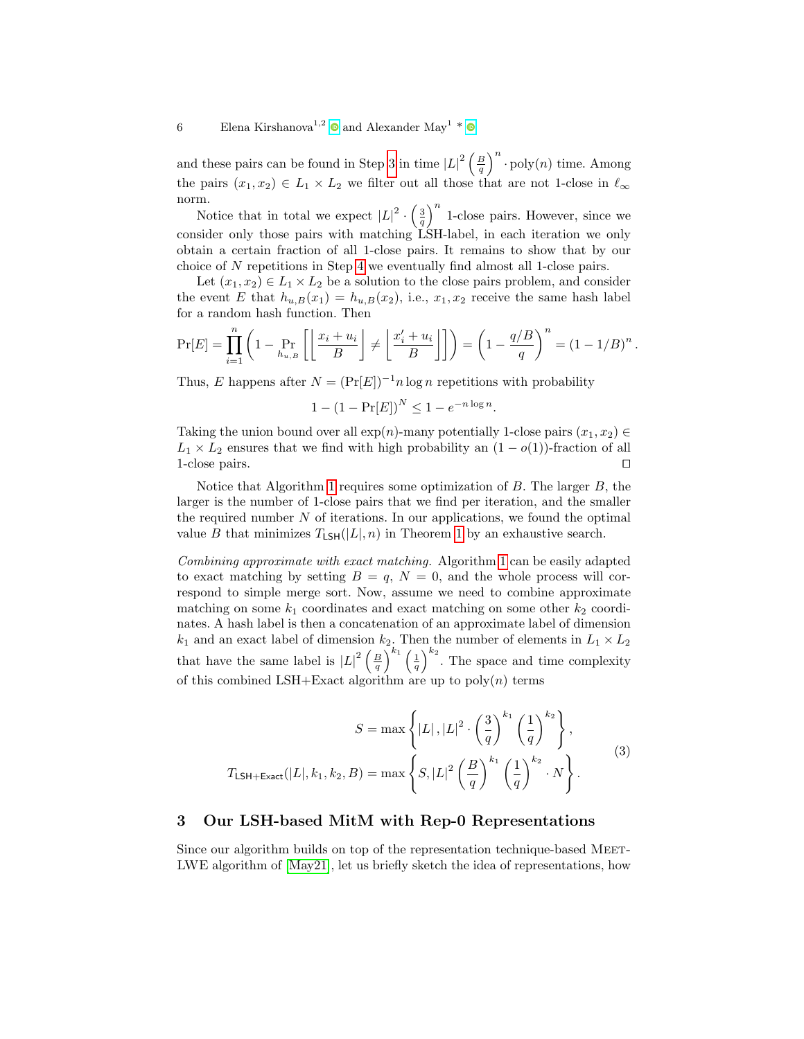and these pairs can be found in Step 3 in time $|L|^2 \left(\frac{B}{q}\right)^n \cdot \text{poly}(n)$ time. Among the pairs $(x_1, x_2) \in L_1 \times L_2$ we filter out all those that are not 1-close in $\ell_\infty$ norm.

Notice that in total we expect $|L|^2 \cdot \left(\frac{3}{q}\right)^n$ 1-close pairs. However, since we consider only those pairs with matching LSH-label, in each iteration we only obtain a certain fraction of all 1-close pairs. It remains to show that by our choice of $N$ repetitions in Step 4 we eventually find almost all 1-close pairs.

Let $(x_1, x_2) \in L_1 \times L_2$ be a solution to the close pairs problem, and consider the event $E$ that $h_{u,B}(x_1) = h_{u,B}(x_2)$, i.e., $x_1, x_2$ receive the same hash label for a random hash function. Then

$$\Pr[E] = \prod_{i=1}^{n} \left(1 - \Pr_{h_{u,B}}\left[\left\lfloor \frac{x_i + u_i}{B} \right\rfloor \neq \left\lfloor \frac{x'_i + u_i}{B} \right\rfloor\right]\right) = \left(1 - \frac{q/B}{q}\right)^n = (1 - 1/B)^n.$$

Thus, $E$ happens after $N = (\Pr[E])^{-1} n \log n$ repetitions with probability

$$1 - (1 - \Pr[E])^N \leq 1 - e^{-n \log n}.$$

Taking the union bound over all $\exp(n)$-many potentially 1-close pairs $(x_1, x_2) \in L_1 \times L_2$ ensures that we find with high probability an $(1 - o(1))$-fraction of all 1-close pairs. □

Notice that Algorithm 1 requires some optimization of $B$. The larger $B$, the larger is the number of 1-close pairs that we find per iteration, and the smaller the required number $N$ of iterations. In our applications, we found the optimal value $B$ that minimizes $T_{\mathsf{LSH}}(|L|, n)$ in Theorem 1 by an exhaustive search.

*Combining approximate with exact matching.* Algorithm 1 can be easily adapted to exact matching by setting $B = q$, $N = 0$, and the whole process will correspond to simple merge sort. Now, assume we need to combine approximate matching on some $k_1$ coordinates and exact matching on some other $k_2$ coordinates. A hash label is then a concatenation of an approximate label of dimension $k_1$ and an exact label of dimension $k_2$. Then the number of elements in $L_1 \times L_2$ that have the same label is $|L|^2 \left(\frac{B}{q}\right)^{k_1} \left(\frac{1}{q}\right)^{k_2}$. The space and time complexity of this combined LSH+Exact algorithm are up to poly$(n)$ terms

$$\begin{aligned} S &= \max\left\{|L|, |L|^2 \cdot \left(\frac{3}{q}\right)^{k_1} \left(\frac{1}{q}\right)^{k_2}\right\}, \\ T_{\mathsf{LSH+Exact}}(|L|, k_1, k_2, B) &= \max\left\{S, |L|^2 \left(\frac{B}{q}\right)^{k_1} \left(\frac{1}{q}\right)^{k_2} \cdot N\right\}. \end{aligned} \tag{3}$$

## 3 Our LSH-based MitM with Rep-0 Representations

Since our algorithm builds on top of the representation technique-based Meet-LWE algorithm of [May21], let us briefly sketch the idea of representations, how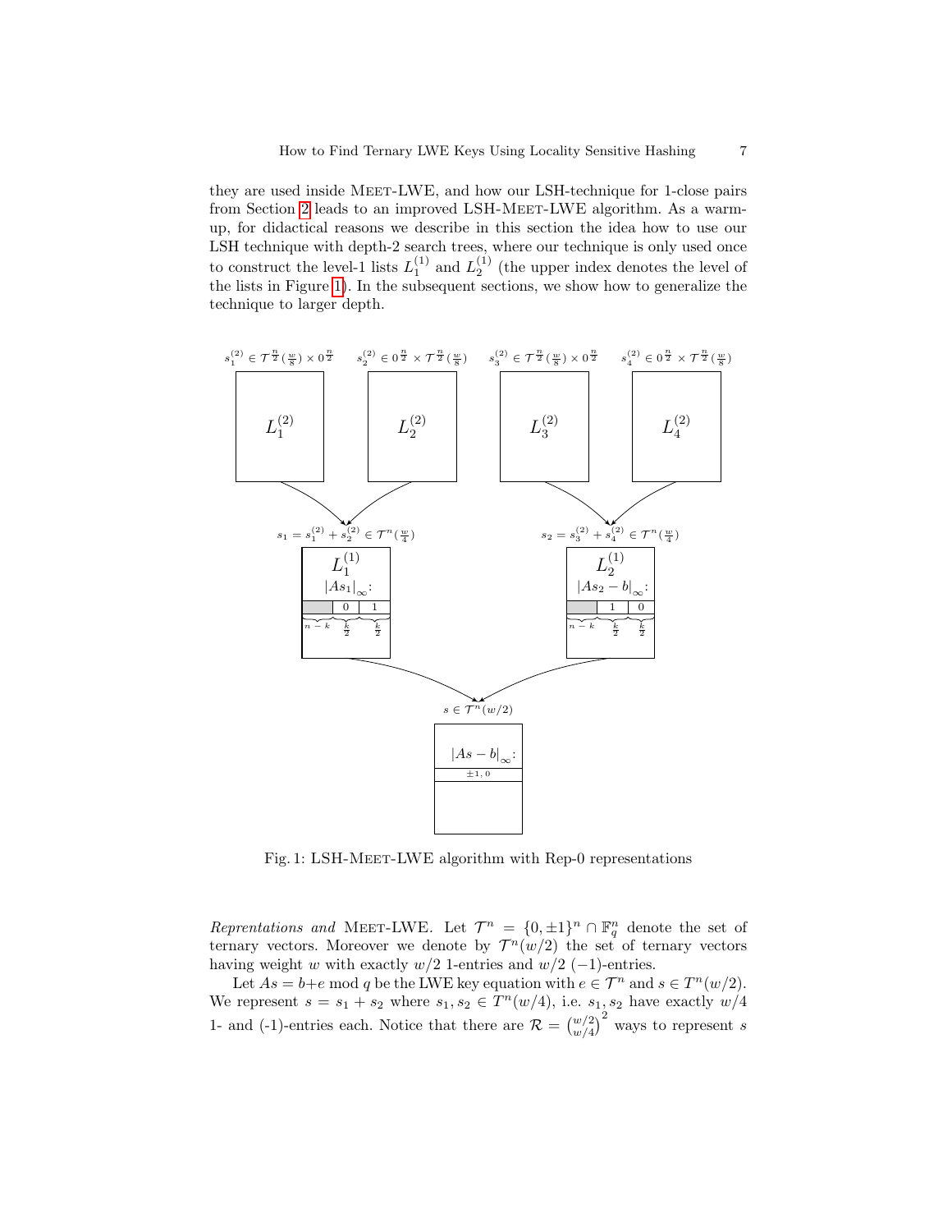they are used inside Meet-LWE, and how our LSH-technique for 1-close pairs from Section 2 leads to an improved LSH-Meet-LWE algorithm. As a warm-up, for didactical reasons we describe in this section the idea how to use our LSH technique with depth-2 search trees, where our technique is only used once to construct the level-1 lists $L_1^{(1)}$ and $L_2^{(1)}$ (the upper index denotes the level of the lists in Figure 1). In the subsequent sections, we show how to generalize the technique to larger depth.

$s_1^{(2)} \in \mathcal{T}^{\frac{n}{2}}(\frac{w}{8}) \times 0^{\frac{n}{2}}$

$s_2^{(2)} \in 0^{\frac{n}{2}} \times \mathcal{T}^{\frac{n}{2}}(\frac{w}{8})$

$s_3^{(2)} \in \mathcal{T}^{\frac{n}{2}}(\frac{w}{8}) \times 0^{\frac{n}{2}}$

$s_4^{(2)} \in 0^{\frac{n}{2}} \times \mathcal{T}^{\frac{n}{2}}(\frac{w}{8})$

$L_1^{(2)}$ $L_2^{(2)}$ $L_3^{(2)}$ $L_4^{(2)}$

$s_1 = s_1^{(2)} + s_2^{(2)} \in \mathcal{T}^n(\frac{w}{4})$

$s_2 = s_3^{(2)} + s_4^{(2)} \in \mathcal{T}^n(\frac{w}{4})$

$L_1^{(1)}$ $|As_1|_\infty$: 0 1 $n-k$ $\frac{k}{2}$ $\frac{k}{2}$

$L_2^{(1)}$ $|As_2 - b|_\infty$: 1 0 $n-k$ $\frac{k}{2}$ $\frac{k}{2}$

$s \in \mathcal{T}^n(w/2)$

$|As - b|_\infty$: $\pm 1, 0$

Fig. 1: LSH-Meet-LWE algorithm with Rep-0 representations

*Reprentations and* Meet-LWE. Let $\mathcal{T}^n = \{0, \pm 1\}^n \cap \mathbb{F}_q^n$ denote the set of ternary vectors. Moreover we denote by $\mathcal{T}^n(w/2)$ the set of ternary vectors having weight $w$ with exactly $w/2$ 1-entries and $w/2$ $(-1)$-entries.

Let $As = b + e \bmod q$ be the LWE key equation with $e \in \mathcal{T}^n$ and $s \in T^n(w/2)$. We represent $s = s_1 + s_2$ where $s_1, s_2 \in T^n(w/4)$, i.e. $s_1, s_2$ have exactly $w/4$ 1- and (-1)-entries each. Notice that there are $\mathcal{R} = \binom{w/2}{w/4}^2$ ways to represent $s$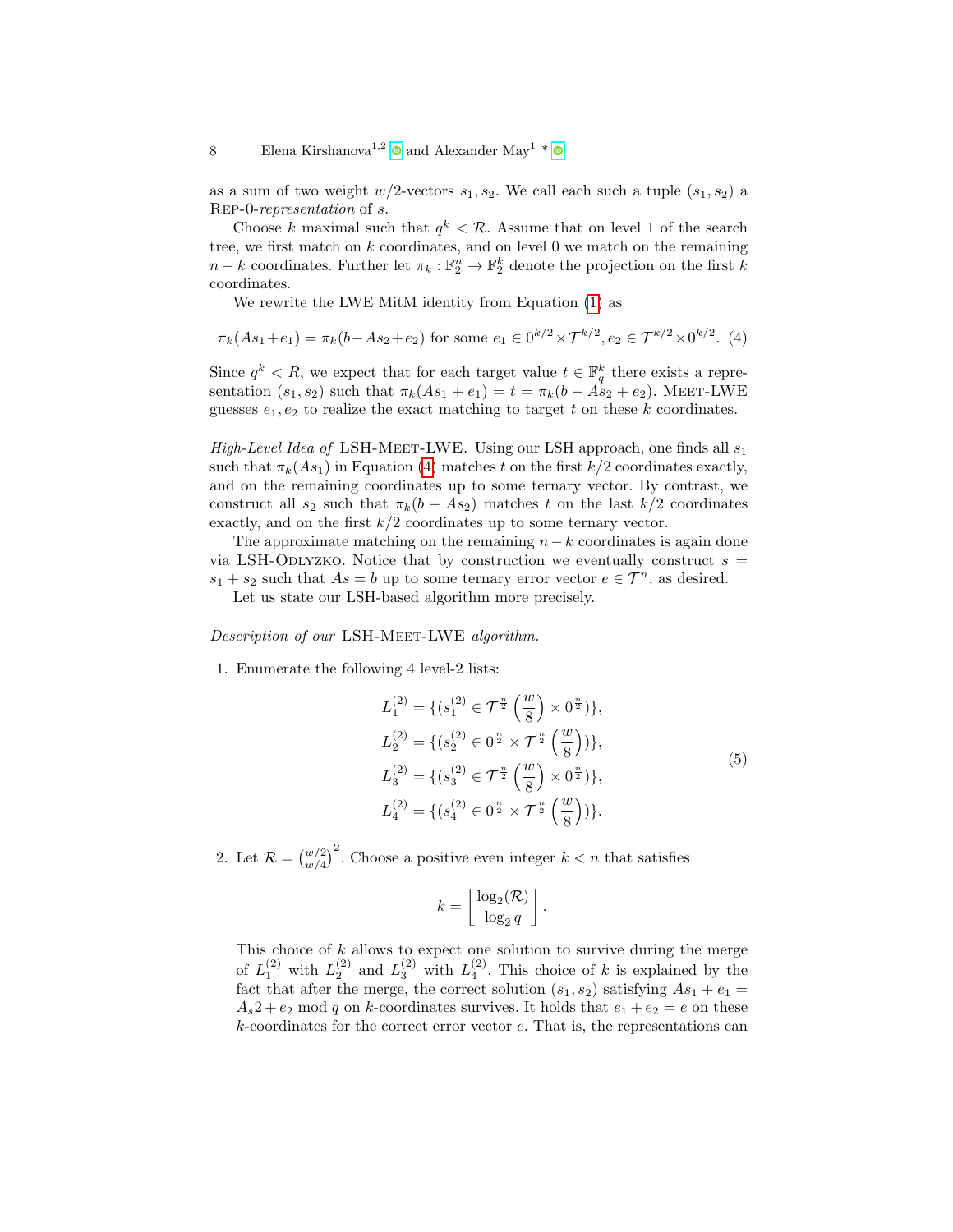as a sum of two weight $w/2$-vectors $s_1, s_2$. We call each such a tuple $(s_1, s_2)$ a REP-0-*representation* of $s$.

Choose $k$ maximal such that $q^k < \mathcal{R}$. Assume that on level 1 of the search tree, we first match on $k$ coordinates, and on level 0 we match on the remaining $n-k$ coordinates. Further let $\pi_k : \mathbb{F}_2^n \to \mathbb{F}_2^k$ denote the projection on the first $k$ coordinates.

We rewrite the LWE MitM identity from Equation (1) as

$$\pi_k(As_1+e_1) = \pi_k(b-As_2+e_2) \text{ for some } e_1 \in 0^{k/2}\times\mathcal{T}^{k/2}, e_2 \in \mathcal{T}^{k/2}\times 0^{k/2}. \quad (4)$$

Since $q^k < R$, we expect that for each target value $t \in \mathbb{F}_q^k$ there exists a representation $(s_1, s_2)$ such that $\pi_k(As_1 + e_1) = t = \pi_k(b - As_2 + e_2)$. MEET-LWE guesses $e_1, e_2$ to realize the exact matching to target $t$ on these $k$ coordinates.

*High-Level Idea of* LSH-MEET-LWE. Using our LSH approach, one finds all $s_1$ such that $\pi_k(As_1)$ in Equation (4) matches $t$ on the first $k/2$ coordinates exactly, and on the remaining coordinates up to some ternary vector. By contrast, we construct all $s_2$ such that $\pi_k(b - As_2)$ matches $t$ on the last $k/2$ coordinates exactly, and on the first $k/2$ coordinates up to some ternary vector.

The approximate matching on the remaining $n-k$ coordinates is again done via LSH-ODLYZKO. Notice that by construction we eventually construct $s = s_1 + s_2$ such that $As = b$ up to some ternary error vector $e \in \mathcal{T}^n$, as desired.

Let us state our LSH-based algorithm more precisely.

*Description of our* LSH-MEET-LWE *algorithm.*

1. Enumerate the following 4 level-2 lists:

$$\begin{aligned}
L_1^{(2)} &= \{(s_1^{(2)} \in \mathcal{T}^{\frac{n}{2}}\left(\frac{w}{8}\right) \times 0^{\frac{n}{2}})\},\\
L_2^{(2)} &= \{(s_2^{(2)} \in 0^{\frac{n}{2}} \times \mathcal{T}^{\frac{n}{2}}\left(\frac{w}{8}\right))\},\\
L_3^{(2)} &= \{(s_3^{(2)} \in \mathcal{T}^{\frac{n}{2}}\left(\frac{w}{8}\right) \times 0^{\frac{n}{2}})\},\\
L_4^{(2)} &= \{(s_4^{(2)} \in 0^{\frac{n}{2}} \times \mathcal{T}^{\frac{n}{2}}\left(\frac{w}{8}\right))\}.
\end{aligned} \quad (5)$$

2. Let $\mathcal{R} = \binom{w/2}{w/4}^2$. Choose a positive even integer $k < n$ that satisfies

$$k = \left\lfloor \frac{\log_2(\mathcal{R})}{\log_2 q} \right\rfloor.$$

   This choice of $k$ allows to expect one solution to survive during the merge of $L_1^{(2)}$ with $L_2^{(2)}$ and $L_3^{(2)}$ with $L_4^{(2)}$. This choice of $k$ is explained by the fact that after the merge, the correct solution $(s_1, s_2)$ satisfying $As_1 + e_1 = A_s2 + e_2 \bmod q$ on $k$-coordinates survives. It holds that $e_1 + e_2 = e$ on these $k$-coordinates for the correct error vector $e$. That is, the representations can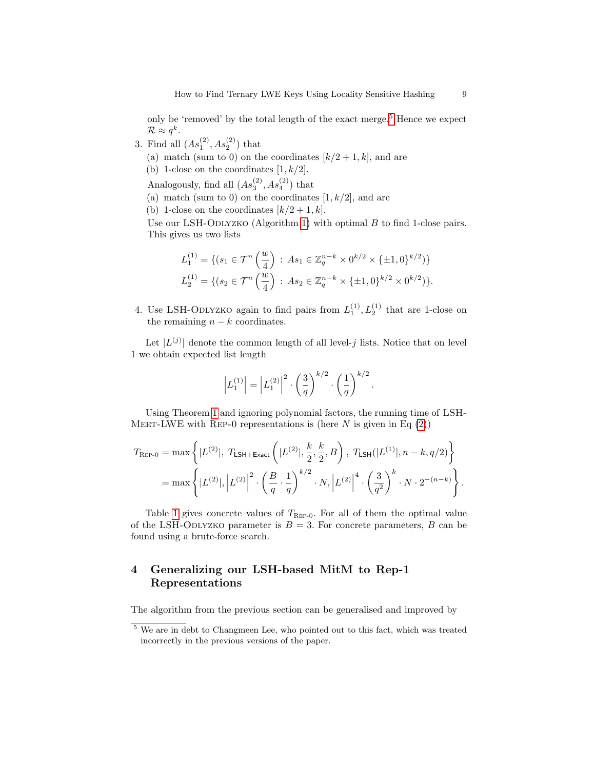only be 'removed' by the total length of the exact merge.[5] Hence we expect $\mathcal{R} \approx q^k$.

3. Find all $(As_1^{(2)}, As_2^{(2)})$ that
   (a) match (sum to 0) on the coordinates $[k/2+1, k]$, and are
   (b) 1-close on the coordinates $[1, k/2]$.

   Analogously, find all $(As_3^{(2)}, As_4^{(2)})$ that
   (a) match (sum to 0) on the coordinates $[1, k/2]$, and are
   (b) 1-close on the coordinates $[k/2+1, k]$.

   Use our LSH-Odlyzko (Algorithm 1) with optimal $B$ to find 1-close pairs. This gives us two lists

$$L_1^{(1)} = \{(s_1 \in \mathcal{T}^n\left(\frac{w}{4}\right) \; : \; As_1 \in \mathbb{Z}_q^{n-k} \times 0^{k/2} \times \{\pm 1, 0\}^{k/2})\}$$
$$L_2^{(1)} = \{(s_2 \in \mathcal{T}^n\left(\frac{w}{4}\right) \; : \; As_2 \in \mathbb{Z}_q^{n-k} \times \{\pm 1, 0\}^{k/2} \times 0^{k/2})\}.$$

4. Use LSH-Odlyzko again to find pairs from $L_1^{(1)}, L_2^{(1)}$ that are 1-close on the remaining $n-k$ coordinates.

Let $|L^{(j)}|$ denote the common length of all level-$j$ lists. Notice that on level 1 we obtain expected list length

$$\left|L_1^{(1)}\right| = \left|L_1^{(2)}\right|^2 \cdot \left(\frac{3}{q}\right)^{k/2} \cdot \left(\frac{1}{q}\right)^{k/2}.$$

Using Theorem 1 and ignoring polynomial factors, the running time of LSH-Meet-LWE with Rep-0 representations is (here $N$ is given in Eq (2))

$$T_{\text{Rep-0}} = \max\left\{|L^{(2)}|, \; T_{\mathsf{LSH+Exact}}\left(|L^{(2)}|, \frac{k}{2}, \frac{k}{2}, B\right), \; T_{\mathsf{LSH}}(|L^{(1)}|, n-k, q/2)\right\}$$
$$= \max\left\{|L^{(2)}|, \left|L^{(2)}\right|^2 \cdot \left(\frac{B}{q} \cdot \frac{1}{q}\right)^{k/2} \cdot N, \left|L^{(2)}\right|^4 \cdot \left(\frac{3}{q^2}\right)^k \cdot N \cdot 2^{-(n-k)}\right\}.$$

Table 1 gives concrete values of $T_{\text{Rep-0}}$. For all of them the optimal value of the LSH-Odlyzko parameter is $B = 3$. For concrete parameters, $B$ can be found using a brute-force search.

## 4 Generalizing our LSH-based MitM to Rep-1 Representations

The algorithm from the previous section can be generalised and improved by

[5] We are in debt to Changmeen Lee, who pointed out to this fact, which was treated incorrectly in the previous versions of the paper.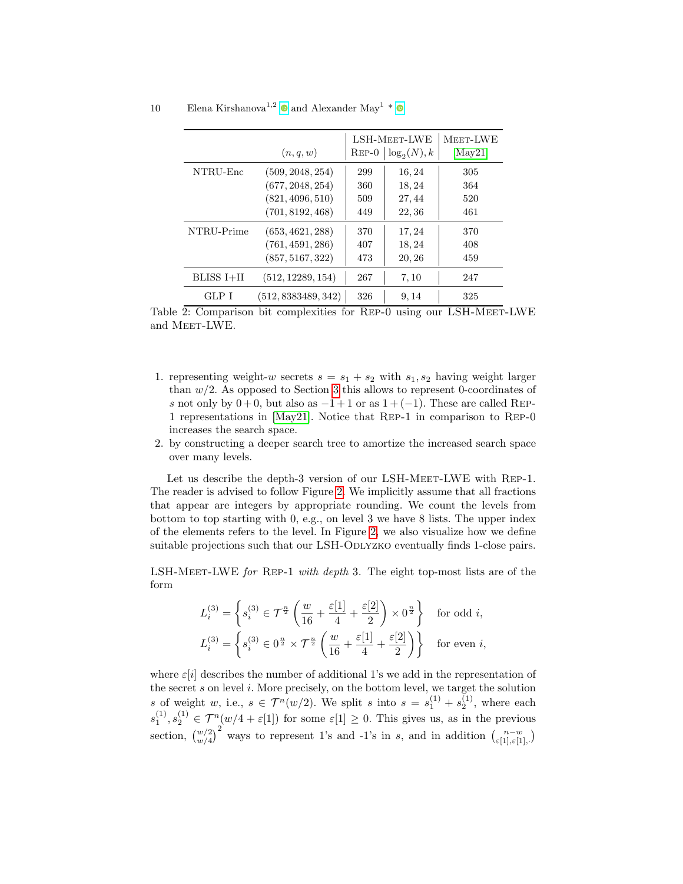| | $(n, q, w)$ | LSH-Meet-LWE Rep-0 | $\log_2(N), k$ | Meet-LWE [May21] |
|---|---|---|---|---|
| NTRU-Enc | $(509, 2048, 254)$ | 299 | $16, 24$ | 305 |
| | $(677, 2048, 254)$ | 360 | $18, 24$ | 364 |
| | $(821, 4096, 510)$ | 509 | $27, 44$ | 520 |
| | $(701, 8192, 468)$ | 449 | $22, 36$ | 461 |
| NTRU-Prime | $(653, 4621, 288)$ | 370 | $17, 24$ | 370 |
| | $(761, 4591, 286)$ | 407 | $18, 24$ | 408 |
| | $(857, 5167, 322)$ | 473 | $20, 26$ | 459 |
| BLISS I+II | $(512, 12289, 154)$ | 267 | $7, 10$ | 247 |
| GLP I | $(512, 8383489, 342)$ | 326 | $9, 14$ | 325 |

Table 2: Comparison bit complexities for Rep-0 using our LSH-Meet-LWE and Meet-LWE.

1. representing weight-$w$ secrets $s = s_1 + s_2$ with $s_1, s_2$ having weight larger than $w/2$. As opposed to Section 3 this allows to represent 0-coordinates of $s$ not only by $0+0$, but also as $-1+1$ or as $1+(-1)$. These are called Rep-1 representations in [May21]. Notice that Rep-1 in comparison to Rep-0 increases the search space.
2. by constructing a deeper search tree to amortize the increased search space over many levels.

Let us describe the depth-3 version of our LSH-Meet-LWE with Rep-1. The reader is advised to follow Figure 2. We implicitly assume that all fractions that appear are integers by appropriate rounding. We count the levels from bottom to top starting with 0, e.g., on level 3 we have 8 lists. The upper index of the elements refers to the level. In Figure 2, we also visualize how we define suitable projections such that our LSH-Odlyzko eventually finds 1-close pairs.

LSH-Meet-LWE *for* Rep-1 *with depth* 3. The eight top-most lists are of the form

$$L_i^{(3)} = \left\{ s_i^{(3)} \in \mathcal{T}^{\frac{n}{2}}\left(\frac{w}{16} + \frac{\varepsilon[1]}{4} + \frac{\varepsilon[2]}{2}\right) \times 0^{\frac{n}{2}} \right\} \quad \text{for odd } i,$$
$$L_i^{(3)} = \left\{ s_i^{(3)} \in 0^{\frac{n}{2}} \times \mathcal{T}^{\frac{n}{2}}\left(\frac{w}{16} + \frac{\varepsilon[1]}{4} + \frac{\varepsilon[2]}{2}\right) \right\} \quad \text{for even } i,$$

where $\varepsilon[i]$ describes the number of additional 1's we add in the representation of the secret $s$ on level $i$. More precisely, on the bottom level, we target the solution $s$ of weight $w$, i.e., $s \in \mathcal{T}^n(w/2)$. We split $s$ into $s = s_1^{(1)} + s_2^{(1)}$, where each $s_1^{(1)}, s_2^{(1)} \in \mathcal{T}^n(w/4 + \varepsilon[1])$ for some $\varepsilon[1] \geq 0$. This gives us, as in the previous section, $\binom{w/2}{w/4}^2$ ways to represent 1's and -1's in $s$, and in addition $\binom{n-w}{\varepsilon[1], \varepsilon[1], \cdot}$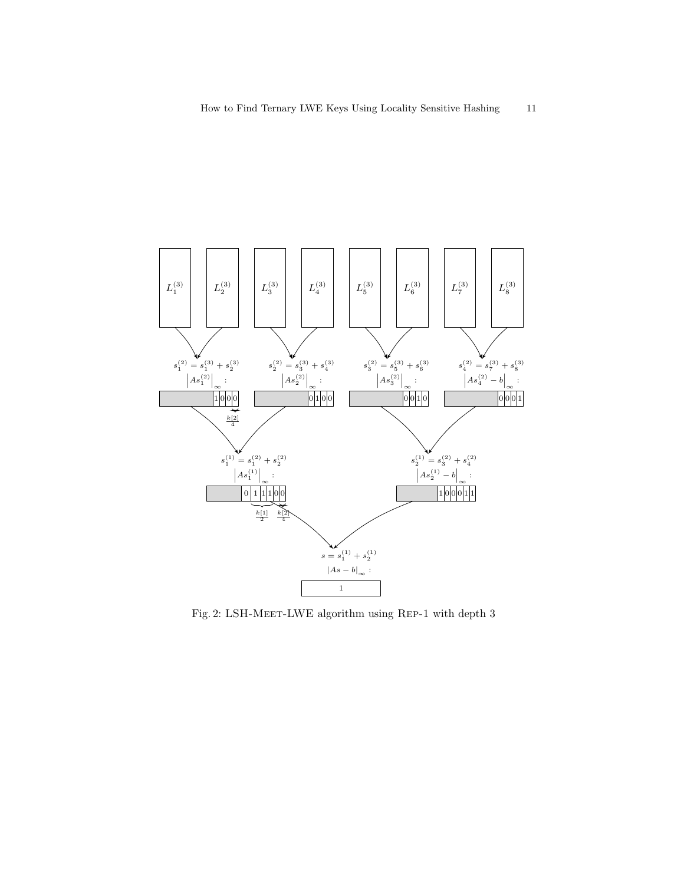Fig. 2: LSH-MEET-LWE algorithm using REP-1 with depth 3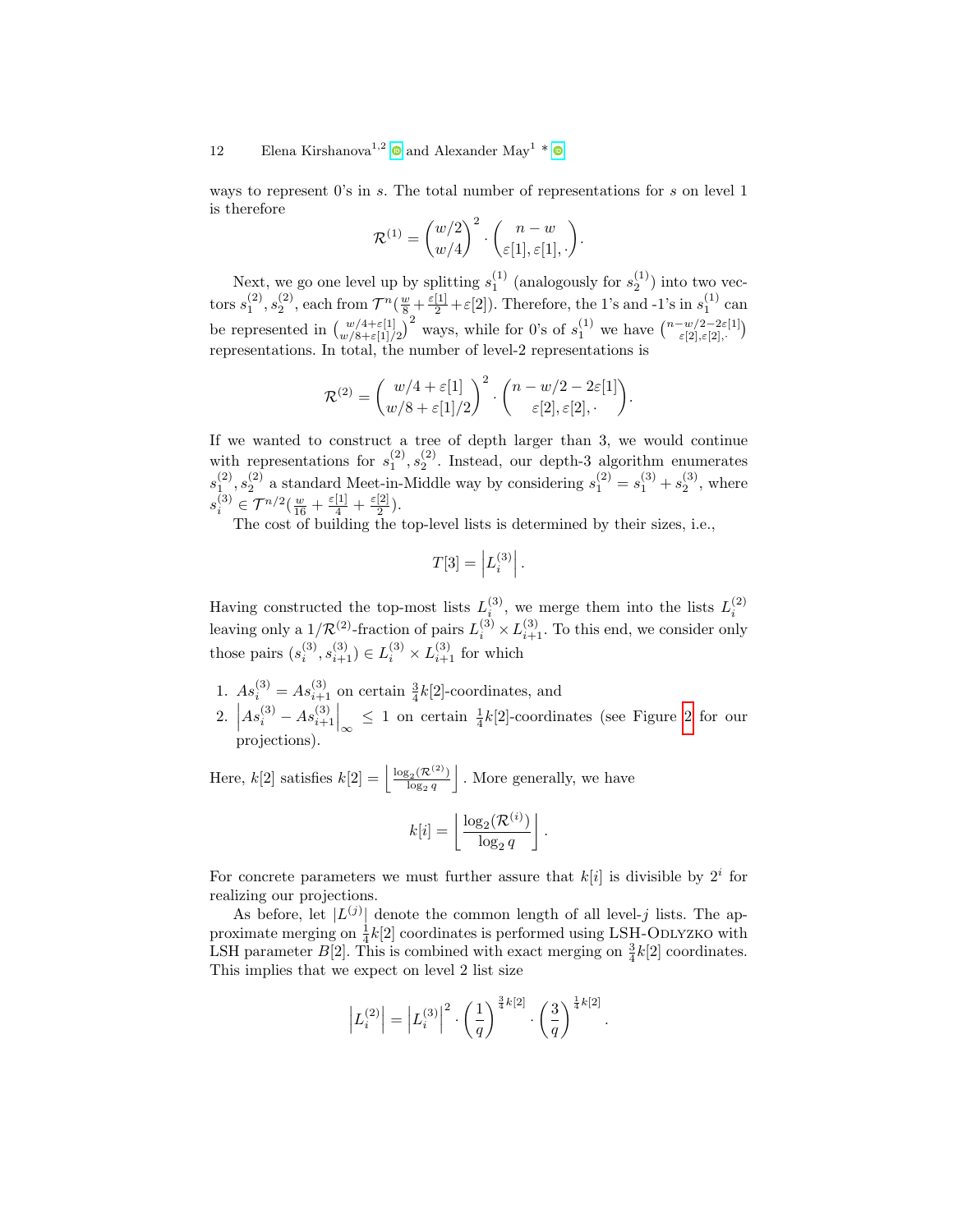ways to represent 0's in $s$. The total number of representations for $s$ on level 1 is therefore

$$\mathcal{R}^{(1)} = \binom{w/2}{w/4}^2 \cdot \binom{n-w}{\varepsilon[1], \varepsilon[1], \cdot}.$$

Next, we go one level up by splitting $s_1^{(1)}$ (analogously for $s_2^{(1)}$) into two vectors $s_1^{(2)}, s_2^{(2)}$, each from $\mathcal{T}^n(\frac{w}{8} + \frac{\varepsilon[1]}{2} + \varepsilon[2])$. Therefore, the 1's and -1's in $s_1^{(1)}$ can be represented in $\binom{w/4+\varepsilon[1]}{w/8+\varepsilon[1]/2}^2$ ways, while for 0's of $s_1^{(1)}$ we have $\binom{n-w/2-2\varepsilon[1]}{\varepsilon[2], \varepsilon[2], \cdot}$ representations. In total, the number of level-2 representations is

$$\mathcal{R}^{(2)} = \binom{w/4 + \varepsilon[1]}{w/8 + \varepsilon[1]/2}^2 \cdot \binom{n - w/2 - 2\varepsilon[1]}{\varepsilon[2], \varepsilon[2], \cdot}.$$

If we wanted to construct a tree of depth larger than 3, we would continue with representations for $s_1^{(2)}, s_2^{(2)}$. Instead, our depth-3 algorithm enumerates $s_1^{(2)}, s_2^{(2)}$ a standard Meet-in-Middle way by considering $s_1^{(2)} = s_1^{(3)} + s_2^{(3)}$, where $s_i^{(3)} \in \mathcal{T}^{n/2}(\frac{w}{16} + \frac{\varepsilon[1]}{4} + \frac{\varepsilon[2]}{2})$.

The cost of building the top-level lists is determined by their sizes, i.e.,

$$T[3] = \left| L_i^{(3)} \right|.$$

Having constructed the top-most lists $L_i^{(3)}$, we merge them into the lists $L_i^{(2)}$ leaving only a $1/\mathcal{R}^{(2)}$-fraction of pairs $L_i^{(3)} \times L_{i+1}^{(3)}$. To this end, we consider only those pairs $(s_i^{(3)}, s_{i+1}^{(3)}) \in L_i^{(3)} \times L_{i+1}^{(3)}$ for which

1. $As_i^{(3)} = As_{i+1}^{(3)}$ on certain $\frac{3}{4}k[2]$-coordinates, and
2. $\left| As_i^{(3)} - As_{i+1}^{(3)} \right|_\infty \leq 1$ on certain $\frac{1}{4}k[2]$-coordinates (see Figure 2 for our projections).

Here, $k[2]$ satisfies $k[2] = \left\lfloor \frac{\log_2(\mathcal{R}^{(2)})}{\log_2 q} \right\rfloor$. More generally, we have

$$k[i] = \left\lfloor \frac{\log_2(\mathcal{R}^{(i)})}{\log_2 q} \right\rfloor.$$

For concrete parameters we must further assure that $k[i]$ is divisible by $2^i$ for realizing our projections.

As before, let $|L^{(j)}|$ denote the common length of all level-$j$ lists. The approximate merging on $\frac{1}{4}k[2]$ coordinates is performed using LSH-Odlyzko with LSH parameter $B[2]$. This is combined with exact merging on $\frac{3}{4}k[2]$ coordinates. This implies that we expect on level 2 list size

$$\left| L_i^{(2)} \right| = \left| L_i^{(3)} \right|^2 \cdot \left( \frac{1}{q} \right)^{\frac{3}{4}k[2]} \cdot \left( \frac{3}{q} \right)^{\frac{1}{4}k[2]}.$$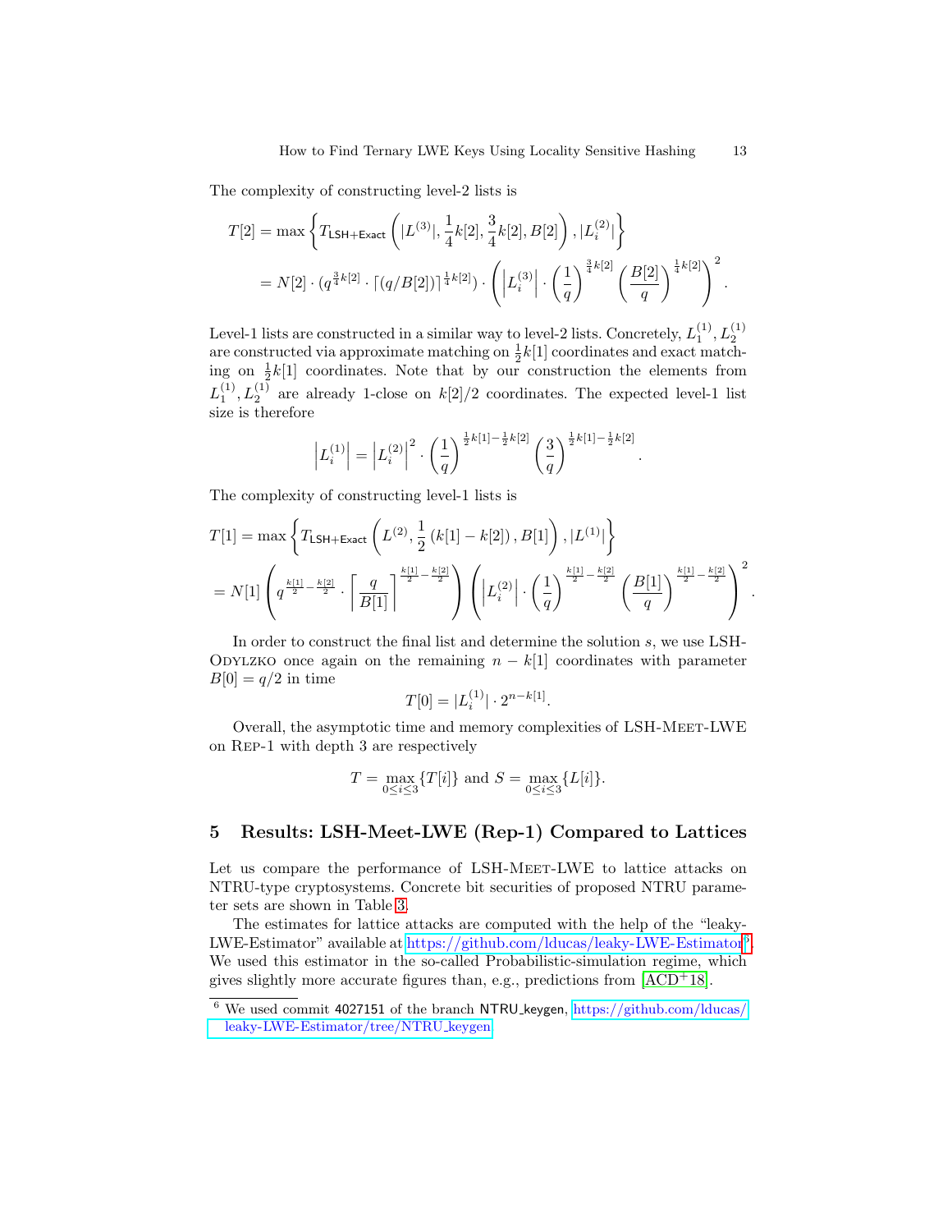The complexity of constructing level-2 lists is

$$
\begin{aligned}
T[2] &= \max\left\{T_{\mathsf{LSH+Exact}}\left(|L^{(3)}|, \frac{1}{4}k[2], \frac{3}{4}k[2], B[2]\right), |L_i^{(2)}|\right\} \\
&= N[2] \cdot (q^{\frac{3}{4}k[2]} \cdot \lceil (q/B[2]) \rceil^{\frac{1}{4}k[2]}) \cdot \left(\left|L_i^{(3)}\right| \cdot \left(\frac{1}{q}\right)^{\frac{3}{4}k[2]} \left(\frac{B[2]}{q}\right)^{\frac{1}{4}k[2]}\right)^2.
\end{aligned}
$$

Level-1 lists are constructed in a similar way to level-2 lists. Concretely, $L_1^{(1)}, L_2^{(1)}$ are constructed via approximate matching on $\frac{1}{2}k[1]$ coordinates and exact matching on $\frac{1}{2}k[1]$ coordinates. Note that by our construction the elements from $L_1^{(1)}, L_2^{(1)}$ are already 1-close on $k[2]/2$ coordinates. The expected level-1 list size is therefore

$$
\left|L_i^{(1)}\right| = \left|L_i^{(2)}\right|^2 \cdot \left(\frac{1}{q}\right)^{\frac{1}{2}k[1]-\frac{1}{2}k[2]} \left(\frac{3}{q}\right)^{\frac{1}{2}k[1]-\frac{1}{2}k[2]}.
$$

The complexity of constructing level-1 lists is

$$
\begin{aligned}
T[1] &= \max\left\{T_{\mathsf{LSH+Exact}}\left(L^{(2)}, \frac{1}{2}\left(k[1]-k[2]\right), B[1]\right), |L^{(1)}|\right\} \\
&= N[1]\left(q^{\frac{k[1]}{2}-\frac{k[2]}{2}} \cdot \left\lceil \frac{q}{B[1]} \right\rceil^{\frac{k[1]}{2}-\frac{k[2]}{2}}\right)\left(\left|L_i^{(2)}\right| \cdot \left(\frac{1}{q}\right)^{\frac{k[1]}{2}-\frac{k[2]}{2}} \left(\frac{B[1]}{q}\right)^{\frac{k[1]}{2}-\frac{k[2]}{2}}\right)^2.
\end{aligned}
$$

In order to construct the final list and determine the solution $s$, we use LSH-Odylzko once again on the remaining $n - k[1]$ coordinates with parameter $B[0] = q/2$ in time

$$
T[0] = |L_i^{(1)}| \cdot 2^{n-k[1]}.
$$

Overall, the asymptotic time and memory complexities of LSH-Meet-LWE on Rep-1 with depth 3 are respectively

$$
T = \max_{0 \le i \le 3}\{T[i]\} \text{ and } S = \max_{0 \le i \le 3}\{L[i]\}.
$$

## 5 Results: LSH-Meet-LWE (Rep-1) Compared to Lattices

Let us compare the performance of LSH-Meet-LWE to lattice attacks on NTRU-type cryptosystems. Concrete bit securities of proposed NTRU parameter sets are shown in Table 3.

The estimates for lattice attacks are computed with the help of the "leaky-LWE-Estimator" available at https://github.com/lducas/leaky-LWE-Estimator[6]. We used this estimator in the so-called Probabilistic-simulation regime, which gives slightly more accurate figures than, e.g., predictions from [ACD+18].

[6] We used commit 4027151 of the branch NTRU_keygen, https://github.com/lducas/leaky-LWE-Estimator/tree/NTRU_keygen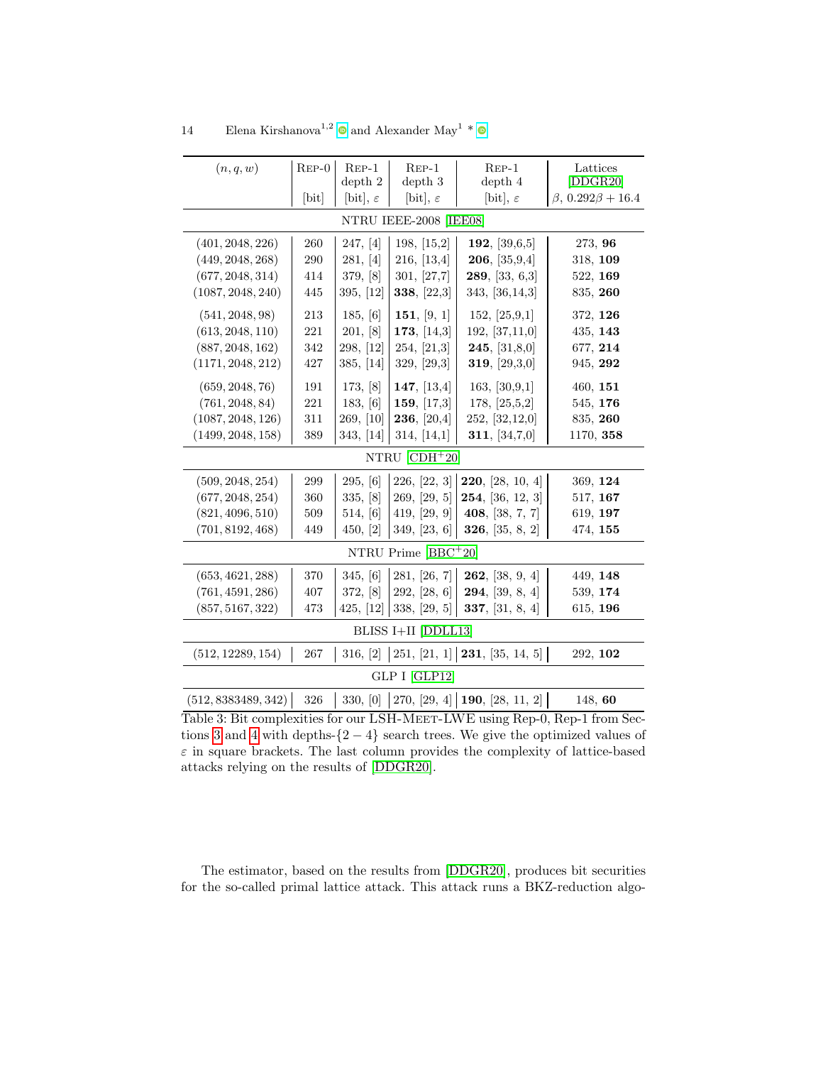| $(n, q, w)$ | Rep-0 | Rep-1 depth 2 | Rep-1 depth 3 | Rep-1 depth 4 | Lattices [DDGR20] |
|---|---|---|---|---|---|
| | [bit] | [bit], $\varepsilon$ | [bit], $\varepsilon$ | [bit], $\varepsilon$ | $\beta$, $0.292\beta + 16.4$ |
| **NTRU IEEE-2008 [IEE08]** | | | | | |
| (401, 2048, 226) | 260 | 247, [4] | 198, [15,2] | **192**, [39,6,5] | 273, **96** |
| (449, 2048, 268) | 290 | 281, [4] | 216, [13,4] | **206**, [35,9,4] | 318, **109** |
| (677, 2048, 314) | 414 | 379, [8] | 301, [27,7] | **289**, [33, 6,3] | 522, **169** |
| (1087, 2048, 240) | 445 | 395, [12] | **338**, [22,3] | 343, [36,14,3] | 835, **260** |
| (541, 2048, 98) | 213 | 185, [6] | **151**, [9, 1] | 152, [25,9,1] | 372, **126** |
| (613, 2048, 110) | 221 | 201, [8] | **173**, [14,3] | 192, [37,11,0] | 435, **143** |
| (887, 2048, 162) | 342 | 298, [12] | 254, [21,3] | **245**, [31,8,0] | 677, **214** |
| (1171, 2048, 212) | 427 | 385, [14] | 329, [29,3] | **319**, [29,3,0] | 945, **292** |
| (659, 2048, 76) | 191 | 173, [8] | **147**, [13,4] | 163, [30,9,1] | 460, **151** |
| (761, 2048, 84) | 221 | 183, [6] | **159**, [17,3] | 178, [25,5,2] | 545, **176** |
| (1087, 2048, 126) | 311 | 269, [10] | **236**, [20,4] | 252, [32,12,0] | 835, **260** |
| (1499, 2048, 158) | 389 | 343, [14] | 314, [14,1] | **311**, [34,7,0] | 1170, **358** |
| **NTRU [CDH+20]** | | | | | |
| (509, 2048, 254) | 299 | 295, [6] | 226, [22, 3] | **220**, [28, 10, 4] | 369, **124** |
| (677, 2048, 254) | 360 | 335, [8] | 269, [29, 5] | **254**, [36, 12, 3] | 517, **167** |
| (821, 4096, 510) | 509 | 514, [6] | 419, [29, 9] | **408**, [38, 7, 7] | 619, **197** |
| (701, 8192, 468) | 449 | 450, [2] | 349, [23, 6] | **326**, [35, 8, 2] | 474, **155** |
| **NTRU Prime [BBC+20]** | | | | | |
| (653, 4621, 288) | 370 | 345, [6] | 281, [26, 7] | **262**, [38, 9, 4] | 449, **148** |
| (761, 4591, 286) | 407 | 372, [8] | 292, [28, 6] | **294**, [39, 8, 4] | 539, **174** |
| (857, 5167, 322) | 473 | 425, [12] | 338, [29, 5] | **337**, [31, 8, 4] | 615, **196** |
| **BLISS I+II [DDLL13]** | | | | | |
| (512, 12289, 154) | 267 | 316, [2] | 251, [21, 1] | **231**, [35, 14, 5] | 292, **102** |
| **GLP I [GLP12]** | | | | | |
| (512, 8383489, 342) | 326 | 330, [0] | 270, [29, 4] | **190**, [28, 11, 2] | 148, **60** |

Table 3: Bit complexities for our LSH-Meet-LWE using Rep-0, Rep-1 from Sections 3 and 4 with depths-$\{2-4\}$ search trees. We give the optimized values of $\varepsilon$ in square brackets. The last column provides the complexity of lattice-based attacks relying on the results of [DDGR20].

The estimator, based on the results from [DDGR20], produces bit securities for the so-called primal lattice attack. This attack runs a BKZ-reduction algo-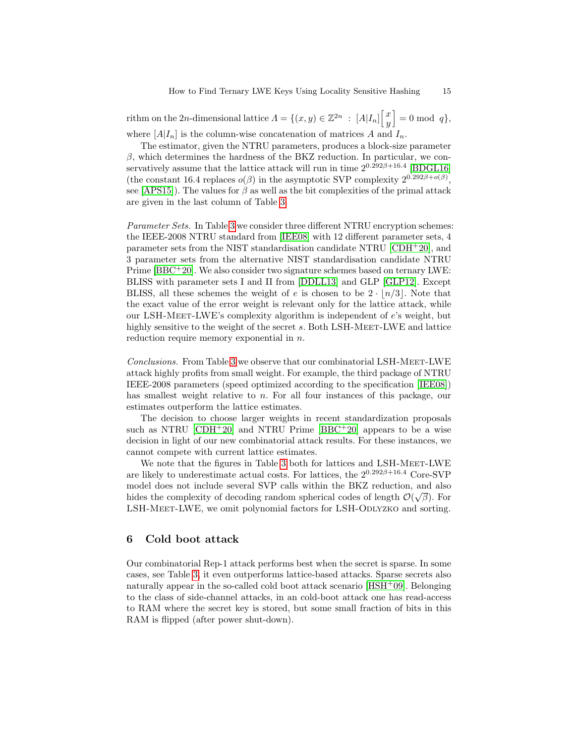rithm on the $2n$-dimensional lattice $\Lambda = \{(x, y) \in \mathbb{Z}^{2n} \ : \ [A|I_n]\begin{bmatrix} x \\ y \end{bmatrix} = 0 \bmod q\}$, where $[A|I_n]$ is the column-wise concatenation of matrices $A$ and $I_n$.

The estimator, given the NTRU parameters, produces a block-size parameter $\beta$, which determines the hardness of the BKZ reduction. In particular, we conservatively assume that the lattice attack will run in time $2^{0.292\beta+16.4}$ [BDGL16] (the constant 16.4 replaces $o(\beta)$ in the asymptotic SVP complexity $2^{0.292\beta+o(\beta)}$, see [APS15]). The values for $\beta$ as well as the bit complexities of the primal attack are given in the last column of Table 3.

*Parameter Sets.* In Table 3 we consider three different NTRU encryption schemes: the IEEE-2008 NTRU standard from [IEE08] with 12 different parameter sets, 4 parameter sets from the NIST standardisation candidate NTRU [CDH+20], and 3 parameter sets from the alternative NIST standardisation candidate NTRU Prime [BBC+20]. We also consider two signature schemes based on ternary LWE: BLISS with parameter sets I and II from [DDLL13] and GLP [GLP12]. Except BLISS, all these schemes the weight of $e$ is chosen to be $2 \cdot \lfloor n/3 \rfloor$. Note that the exact value of the error weight is relevant only for the lattice attack, while our LSH-Meet-LWE's complexity algorithm is independent of $e$'s weight, but highly sensitive to the weight of the secret $s$. Both LSH-Meet-LWE and lattice reduction require memory exponential in $n$.

*Conclusions.* From Table 3 we observe that our combinatorial LSH-Meet-LWE attack highly profits from small weight. For example, the third package of NTRU IEEE-2008 parameters (speed optimized according to the specification [IEE08]) has smallest weight relative to $n$. For all four instances of this package, our estimates outperform the lattice estimates.

The decision to choose larger weights in recent standardization proposals such as NTRU [CDH+20] and NTRU Prime [BBC+20] appears to be a wise decision in light of our new combinatorial attack results. For these instances, we cannot compete with current lattice estimates.

We note that the figures in Table 3 both for lattices and LSH-Meet-LWE are likely to underestimate actual costs. For lattices, the $2^{0.292\beta+16.4}$ Core-SVP model does not include several SVP calls within the BKZ reduction, and also hides the complexity of decoding random spherical codes of length $\mathcal{O}(\sqrt{\beta})$. For LSH-Meet-LWE, we omit polynomial factors for LSH-Odlyzko and sorting.

## 6 Cold boot attack

Our combinatorial Rep-1 attack performs best when the secret is sparse. In some cases, see Table 3, it even outperforms lattice-based attacks. Sparse secrets also naturally appear in the so-called cold boot attack scenario [HSH+09]. Belonging to the class of side-channel attacks, in an cold-boot attack one has read-access to RAM where the secret key is stored, but some small fraction of bits in this RAM is flipped (after power shut-down).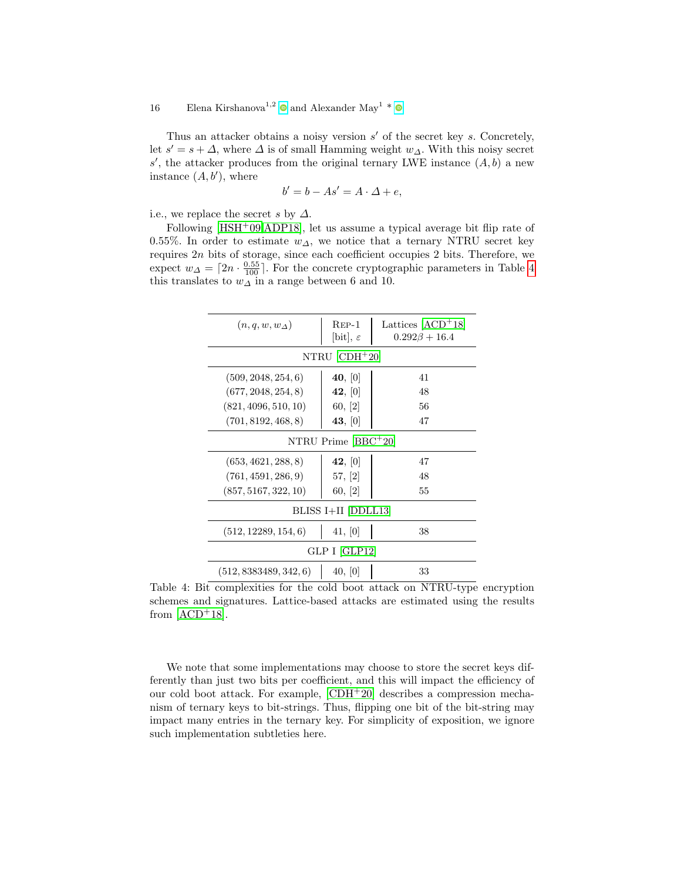Thus an attacker obtains a noisy version $s'$ of the secret key $s$. Concretely, let $s' = s + \Delta$, where $\Delta$ is of small Hamming weight $w_\Delta$. With this noisy secret $s'$, the attacker produces from the original ternary LWE instance $(A, b)$ a new instance $(A, b')$, where

$$b' = b - As' = A \cdot \Delta + e,$$

i.e., we replace the secret $s$ by $\Delta$.

Following [HSH+09,ADP18], let us assume a typical average bit flip rate of 0.55%. In order to estimate $w_\Delta$, we notice that a ternary NTRU secret key requires $2n$ bits of storage, since each coefficient occupies 2 bits. Therefore, we expect $w_\Delta = \lceil 2n \cdot \frac{0.55}{100} \rceil$. For the concrete cryptographic parameters in Table 4 this translates to $w_\Delta$ in a range between 6 and 10.

| $(n, q, w, w_\Delta)$ | Rep-1 [bit], $\varepsilon$ | Lattices [ACD+18] $0.292\beta + 16.4$ |
|---|---|---|
| **NTRU [CDH+20]** | | |
| $(509, 2048, 254, 6)$ | **40**, [0] | 41 |
| $(677, 2048, 254, 8)$ | **42**, [0] | 48 |
| $(821, 4096, 510, 10)$ | 60, [2] | 56 |
| $(701, 8192, 468, 8)$ | **43**, [0] | 47 |
| **NTRU Prime [BBC+20]** | | |
| $(653, 4621, 288, 8)$ | **42**, [0] | 47 |
| $(761, 4591, 286, 9)$ | 57, [2] | 48 |
| $(857, 5167, 322, 10)$ | 60, [2] | 55 |
| **BLISS I+II [DDLL13]** | | |
| $(512, 12289, 154, 6)$ | 41, [0] | 38 |
| **GLP I [GLP12]** | | |
| $(512, 8383489, 342, 6)$ | 40, [0] | 33 |

Table 4: Bit complexities for the cold boot attack on NTRU-type encryption schemes and signatures. Lattice-based attacks are estimated using the results from [ACD+18].

We note that some implementations may choose to store the secret keys differently than just two bits per coefficient, and this will impact the efficiency of our cold boot attack. For example, [CDH+20] describes a compression mechanism of ternary keys to bit-strings. Thus, flipping one bit of the bit-string may impact many entries in the ternary key. For simplicity of exposition, we ignore such implementation subtleties here.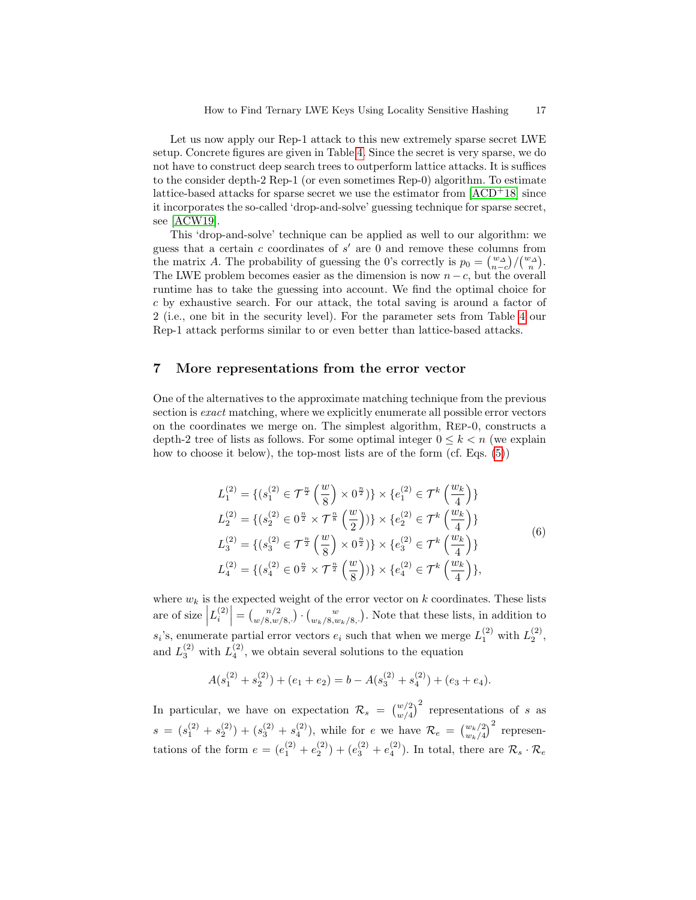Let us now apply our Rep-1 attack to this new extremely sparse secret LWE setup. Concrete figures are given in Table 4. Since the secret is very sparse, we do not have to construct deep search trees to outperform lattice attacks. It is suffices to the consider depth-2 Rep-1 (or even sometimes Rep-0) algorithm. To estimate lattice-based attacks for sparse secret we use the estimator from [ACD+18] since it incorporates the so-called 'drop-and-solve' guessing technique for sparse secret, see [ACW19].

This 'drop-and-solve' technique can be applied as well to our algorithm: we guess that a certain $c$ coordinates of $s'$ are 0 and remove these columns from the matrix $A$. The probability of guessing the 0's correctly is $p_0 = \binom{w_\Delta}{n-c}/\binom{w_\Delta}{n}$. The LWE problem becomes easier as the dimension is now $n-c$, but the overall runtime has to take the guessing into account. We find the optimal choice for $c$ by exhaustive search. For our attack, the total saving is around a factor of 2 (i.e., one bit in the security level). For the parameter sets from Table 4 our Rep-1 attack performs similar to or even better than lattice-based attacks.

## 7 More representations from the error vector

One of the alternatives to the approximate matching technique from the previous section is *exact* matching, where we explicitly enumerate all possible error vectors on the coordinates we merge on. The simplest algorithm, Rep-0, constructs a depth-2 tree of lists as follows. For some optimal integer $0 \leq k < n$ (we explain how to choose it below), the top-most lists are of the form (cf. Eqs. (5))

$$
\begin{aligned}
L_1^{(2)} &= \{(s_1^{(2)} \in \mathcal{T}^{\frac{n}{2}}\left(\frac{w}{8}\right) \times 0^{\frac{n}{2}})\} \times \{e_1^{(2)} \in \mathcal{T}^{k}\left(\frac{w_k}{4}\right)\} \\
L_2^{(2)} &= \{(s_2^{(2)} \in 0^{\frac{n}{2}} \times \mathcal{T}^{\frac{n}{8}}\left(\frac{w}{2}\right))\} \times \{e_2^{(2)} \in \mathcal{T}^{k}\left(\frac{w_k}{4}\right)\} \\
L_3^{(2)} &= \{(s_3^{(2)} \in \mathcal{T}^{\frac{n}{2}}\left(\frac{w}{8}\right) \times 0^{\frac{n}{2}})\} \times \{e_3^{(2)} \in \mathcal{T}^{k}\left(\frac{w_k}{4}\right)\} \\
L_4^{(2)} &= \{(s_4^{(2)} \in 0^{\frac{n}{2}} \times \mathcal{T}^{\frac{n}{2}}\left(\frac{w}{8}\right))\} \times \{e_4^{(2)} \in \mathcal{T}^{k}\left(\frac{w_k}{4}\right)\},
\end{aligned}
\tag{6}
$$

where $w_k$ is the expected weight of the error vector on $k$ coordinates. These lists are of size $\left|L_i^{(2)}\right| = \binom{n/2}{w/8, w/8, \cdot} \cdot \binom{w}{w_k/8, w_k/8, \cdot}$. Note that these lists, in addition to $s_i$'s, enumerate partial error vectors $e_i$ such that when we merge $L_1^{(2)}$ with $L_2^{(2)}$, and $L_3^{(2)}$ with $L_4^{(2)}$, we obtain several solutions to the equation

$$
A(s_1^{(2)} + s_2^{(2)}) + (e_1 + e_2) = b - A(s_3^{(2)} + s_4^{(2)}) + (e_3 + e_4).
$$

In particular, we have on expectation $\mathcal{R}_s = \binom{w/2}{w/4}^2$ representations of $s$ as $s = (s_1^{(2)} + s_2^{(2)}) + (s_3^{(2)} + s_4^{(2)})$, while for $e$ we have $\mathcal{R}_e = \binom{w_k/2}{w_k/4}^2$ representations of the form $e = (e_1^{(2)} + e_2^{(2)}) + (e_3^{(2)} + e_4^{(2)})$. In total, there are $\mathcal{R}_s \cdot \mathcal{R}_e$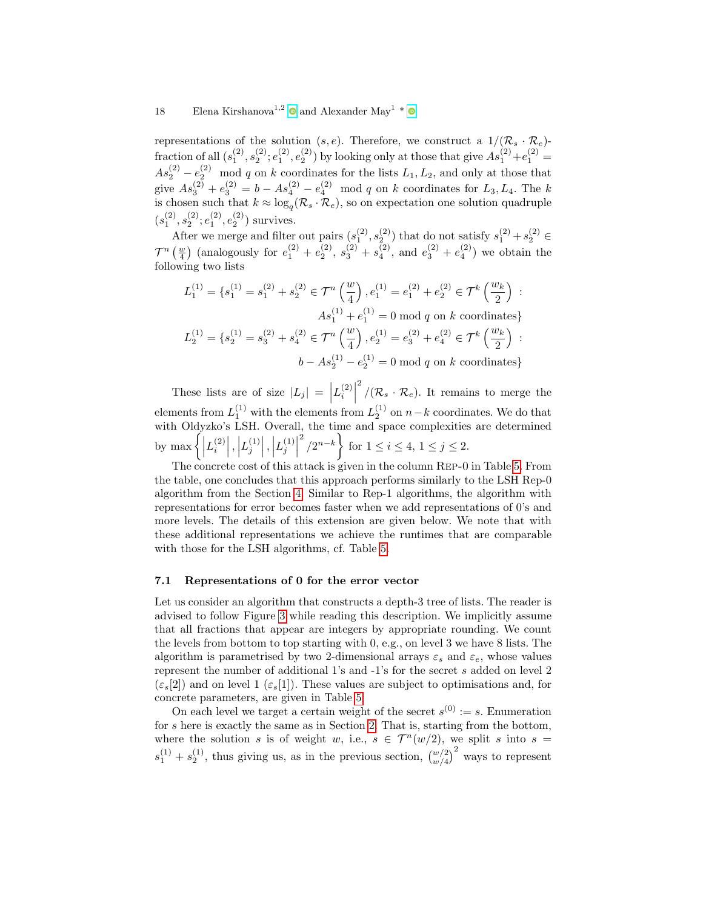representations of the solution $(s, e)$. Therefore, we construct a $1/(\mathcal{R}_s \cdot \mathcal{R}_e)$-fraction of all $(s_1^{(2)}, s_2^{(2)}; e_1^{(2)}, e_2^{(2)})$ by looking only at those that give $As_1^{(2)} + e_1^{(2)} = As_2^{(2)} - e_2^{(2)} \mod q$ on $k$ coordinates for the lists $L_1, L_2$, and only at those that give $As_3^{(2)} + e_3^{(2)} = b - As_4^{(2)} - e_4^{(2)} \mod q$ on $k$ coordinates for $L_3, L_4$. The $k$ is chosen such that $k \approx \log_q(\mathcal{R}_s \cdot \mathcal{R}_e)$, so on expectation one solution quadruple $(s_1^{(2)}, s_2^{(2)}; e_1^{(2)}, e_2^{(2)})$ survives.

After we merge and filter out pairs $(s_1^{(2)}, s_2^{(2)})$ that do not satisfy $s_1^{(2)} + s_2^{(2)} \in \mathcal{T}^n\left(\frac{w}{4}\right)$ (analogously for $e_1^{(2)} + e_2^{(2)}$, $s_3^{(2)} + s_4^{(2)}$, and $e_3^{(2)} + e_4^{(2)}$) we obtain the following two lists

$$L_1^{(1)} = \{s_1^{(1)} = s_1^{(2)} + s_2^{(2)} \in \mathcal{T}^n\left(\frac{w}{4}\right), e_1^{(1)} = e_1^{(2)} + e_2^{(2)} \in \mathcal{T}^k\left(\frac{w_k}{2}\right) : As_1^{(1)} + e_1^{(1)} = 0 \bmod q \text{ on } k \text{ coordinates}\}$$

$$L_2^{(1)} = \{s_2^{(1)} = s_3^{(2)} + s_4^{(2)} \in \mathcal{T}^n\left(\frac{w}{4}\right), e_2^{(1)} = e_3^{(2)} + e_4^{(2)} \in \mathcal{T}^k\left(\frac{w_k}{2}\right) : b - As_2^{(1)} - e_2^{(1)} = 0 \bmod q \text{ on } k \text{ coordinates}\}$$

These lists are of size $|L_j| = \left|L_i^{(2)}\right|^2 / (\mathcal{R}_s \cdot \mathcal{R}_e)$. It remains to merge the elements from $L_1^{(1)}$ with the elements from $L_2^{(1)}$ on $n-k$ coordinates. We do that with Oldyzko's LSH. Overall, the time and space complexities are determined by $\max\left\{\left|L_i^{(2)}\right|, \left|L_j^{(1)}\right|, \left|L_j^{(1)}\right|^2 / 2^{n-k}\right\}$ for $1 \le i \le 4$, $1 \le j \le 2$.

The concrete cost of this attack is given in the column Rep-0 in Table 5. From the table, one concludes that this approach performs similarly to the LSH Rep-0 algorithm from the Section 4. Similar to Rep-1 algorithms, the algorithm with representations for error becomes faster when we add representations of 0's and more levels. The details of this extension are given below. We note that with these additional representations we achieve the runtimes that are comparable with those for the LSH algorithms, cf. Table 5.

### 7.1 Representations of 0 for the error vector

Let us consider an algorithm that constructs a depth-3 tree of lists. The reader is advised to follow Figure 3 while reading this description. We implicitly assume that all fractions that appear are integers by appropriate rounding. We count the levels from bottom to top starting with 0, e.g., on level 3 we have 8 lists. The algorithm is parametrised by two 2-dimensional arrays $\varepsilon_s$ and $\varepsilon_e$, whose values represent the number of additional 1's and -1's for the secret $s$ added on level 2 ($\varepsilon_s[2]$) and on level 1 ($\varepsilon_s[1]$). These values are subject to optimisations and, for concrete parameters, are given in Table 5.

On each level we target a certain weight of the secret $s^{(0)} := s$. Enumeration for $s$ here is exactly the same as in Section 2. That is, starting from the bottom, where the solution $s$ is of weight $w$, i.e., $s \in \mathcal{T}^n(w/2)$, we split $s$ into $s = s_1^{(1)} + s_2^{(1)}$, thus giving us, as in the previous section, $\binom{w/2}{w/4}^2$ ways to represent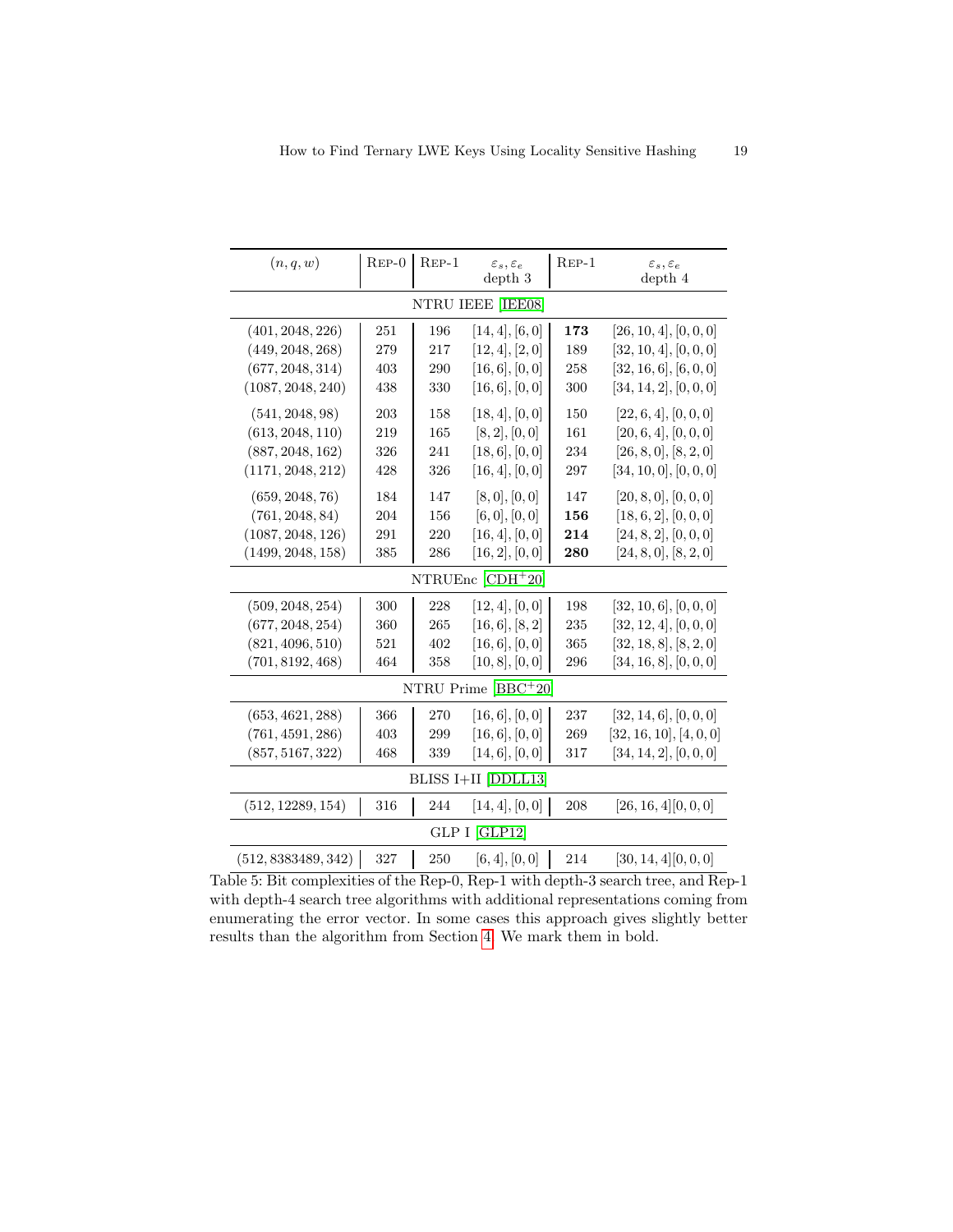| $(n, q, w)$ | Rep-0 | Rep-1 | $\varepsilon_s, \varepsilon_e$ depth 3 | Rep-1 | $\varepsilon_s, \varepsilon_e$ depth 4 |
|---|---|---|---|---|---|
| NTRU IEEE [IEE08] | | | | | |
| $(401, 2048, 226)$ | 251 | 196 | $[14, 4], [6, 0]$ | **173** | $[26, 10, 4], [0, 0, 0]$ |
| $(449, 2048, 268)$ | 279 | 217 | $[12, 4], [2, 0]$ | 189 | $[32, 10, 4], [0, 0, 0]$ |
| $(677, 2048, 314)$ | 403 | 290 | $[16, 6], [0, 0]$ | 258 | $[32, 16, 6], [6, 0, 0]$ |
| $(1087, 2048, 240)$ | 438 | 330 | $[16, 6], [0, 0]$ | 300 | $[34, 14, 2], [0, 0, 0]$ |
| $(541, 2048, 98)$ | 203 | 158 | $[18, 4], [0, 0]$ | 150 | $[22, 6, 4], [0, 0, 0]$ |
| $(613, 2048, 110)$ | 219 | 165 | $[8, 2], [0, 0]$ | 161 | $[20, 6, 4], [0, 0, 0]$ |
| $(887, 2048, 162)$ | 326 | 241 | $[18, 6], [0, 0]$ | 234 | $[26, 8, 0], [8, 2, 0]$ |
| $(1171, 2048, 212)$ | 428 | 326 | $[16, 4], [0, 0]$ | 297 | $[34, 10, 0], [0, 0, 0]$ |
| $(659, 2048, 76)$ | 184 | 147 | $[8, 0], [0, 0]$ | 147 | $[20, 8, 0], [0, 0, 0]$ |
| $(761, 2048, 84)$ | 204 | 156 | $[6, 0], [0, 0]$ | **156** | $[18, 6, 2], [0, 0, 0]$ |
| $(1087, 2048, 126)$ | 291 | 220 | $[16, 4], [0, 0]$ | **214** | $[24, 8, 2], [0, 0, 0]$ |
| $(1499, 2048, 158)$ | 385 | 286 | $[16, 2], [0, 0]$ | **280** | $[24, 8, 0], [8, 2, 0]$ |
| NTRUEnc [CDH+20] | | | | | |
| $(509, 2048, 254)$ | 300 | 228 | $[12, 4], [0, 0]$ | 198 | $[32, 10, 6], [0, 0, 0]$ |
| $(677, 2048, 254)$ | 360 | 265 | $[16, 6], [8, 2]$ | 235 | $[32, 12, 4], [0, 0, 0]$ |
| $(821, 4096, 510)$ | 521 | 402 | $[16, 6], [0, 0]$ | 365 | $[32, 18, 8], [8, 2, 0]$ |
| $(701, 8192, 468)$ | 464 | 358 | $[10, 8], [0, 0]$ | 296 | $[34, 16, 8], [0, 0, 0]$ |
| NTRU Prime [BBC+20] | | | | | |
| $(653, 4621, 288)$ | 366 | 270 | $[16, 6], [0, 0]$ | 237 | $[32, 14, 6], [0, 0, 0]$ |
| $(761, 4591, 286)$ | 403 | 299 | $[16, 6], [0, 0]$ | 269 | $[32, 16, 10], [4, 0, 0]$ |
| $(857, 5167, 322)$ | 468 | 339 | $[14, 6], [0, 0]$ | 317 | $[34, 14, 2], [0, 0, 0]$ |
| BLISS I+II [DDLL13] | | | | | |
| $(512, 12289, 154)$ | 316 | 244 | $[14, 4], [0, 0]$ | 208 | $[26, 16, 4][0, 0, 0]$ |
| GLP I [GLP12] | | | | | |
| $(512, 8383489, 342)$ | 327 | 250 | $[6, 4], [0, 0]$ | 214 | $[30, 14, 4][0, 0, 0]$ |

Table 5: Bit complexities of the Rep-0, Rep-1 with depth-3 search tree, and Rep-1 with depth-4 search tree algorithms with additional representations coming from enumerating the error vector. In some cases this approach gives slightly better results than the algorithm from Section 4. We mark them in bold.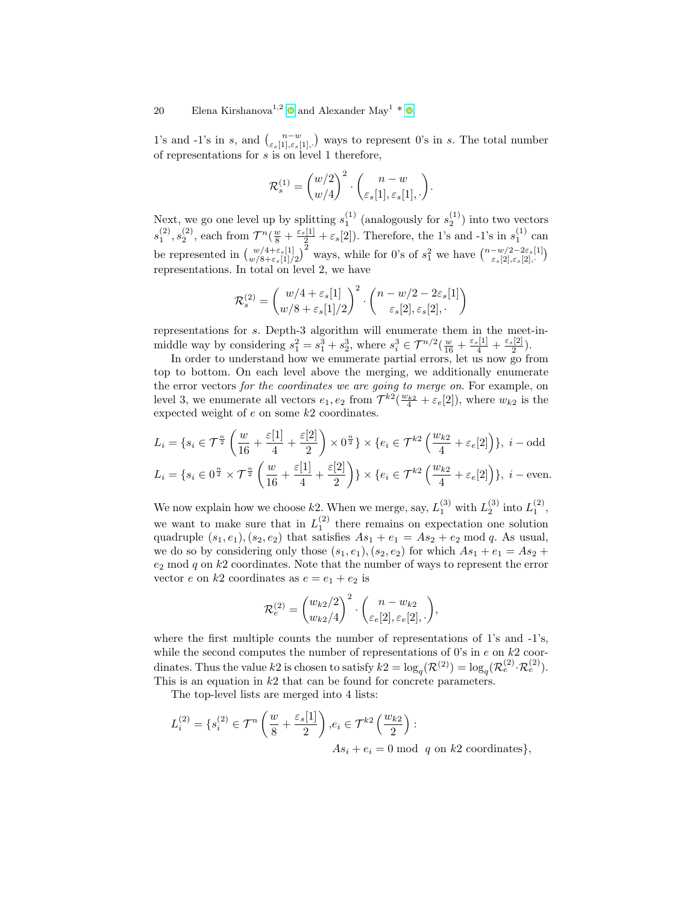1's and -1's in $s$, and $\binom{n-w}{\varepsilon_s[1], \varepsilon_s[1], \cdot}$ ways to represent 0's in $s$. The total number of representations for $s$ is on level 1 therefore,

$$\mathcal{R}_s^{(1)} = \binom{w/2}{w/4}^2 \cdot \binom{n-w}{\varepsilon_s[1], \varepsilon_s[1], \cdot}.$$

Next, we go one level up by splitting $s_1^{(1)}$ (analogously for $s_2^{(1)}$) into two vectors $s_1^{(2)}, s_2^{(2)}$, each from $\mathcal{T}^n(\frac{w}{8} + \frac{\varepsilon_s[1]}{2} + \varepsilon_s[2])$. Therefore, the 1's and -1's in $s_1^{(1)}$ can be represented in $\binom{w/4+\varepsilon_s[1]}{w/8+\varepsilon_s[1]/2}^2$ ways, while for 0's of $s_1^2$ we have $\binom{n-w/2-2\varepsilon_s[1]}{\varepsilon_s[2], \varepsilon_s[2], \cdot}$ representations. In total on level 2, we have

$$\mathcal{R}_s^{(2)} = \binom{w/4 + \varepsilon_s[1]}{w/8 + \varepsilon_s[1]/2}^2 \cdot \binom{n - w/2 - 2\varepsilon_s[1]}{\varepsilon_s[2], \varepsilon_s[2], \cdot}$$

representations for $s$. Depth-3 algorithm will enumerate them in the meet-in-middle way by considering $s_1^2 = s_1^3 + s_2^3$, where $s_i^3 \in \mathcal{T}^{n/2}(\frac{w}{16} + \frac{\varepsilon_s[1]}{4} + \frac{\varepsilon_s[2]}{2})$.

In order to understand how we enumerate partial errors, let us now go from top to bottom. On each level above the merging, we additionally enumerate the error vectors *for the coordinates we are going to merge on*. For example, on level 3, we enumerate all vectors $e_1, e_2$ from $\mathcal{T}^{k2}(\frac{w_{k2}}{4} + \varepsilon_e[2])$, where $w_{k2}$ is the expected weight of $e$ on some $k2$ coordinates.

$$L_i = \{s_i \in \mathcal{T}^{\frac{n}{2}}\left(\frac{w}{16} + \frac{\varepsilon[1]}{4} + \frac{\varepsilon[2]}{2}\right) \times 0^{\frac{n}{2}}\} \times \{e_i \in \mathcal{T}^{k2}\left(\frac{w_{k2}}{4} + \varepsilon_e[2]\right)\},\ i - \text{odd}$$

$$L_i = \{s_i \in 0^{\frac{n}{2}} \times \mathcal{T}^{\frac{n}{2}}\left(\frac{w}{16} + \frac{\varepsilon[1]}{4} + \frac{\varepsilon[2]}{2}\right)\} \times \{e_i \in \mathcal{T}^{k2}\left(\frac{w_{k2}}{4} + \varepsilon_e[2]\right)\},\ i - \text{even}.$$

We now explain how we choose $k2$. When we merge, say, $L_1^{(3)}$ with $L_2^{(3)}$ into $L_1^{(2)}$, we want to make sure that in $L_1^{(2)}$ there remains on expectation one solution quadruple $(s_1, e_1), (s_2, e_2)$ that satisfies $As_1 + e_1 = As_2 + e_2 \bmod q$. As usual, we do so by considering only those $(s_1, e_1), (s_2, e_2)$ for which $As_1 + e_1 = As_2 + e_2 \bmod q$ on $k2$ coordinates. Note that the number of ways to represent the error vector $e$ on $k2$ coordinates as $e = e_1 + e_2$ is

$$\mathcal{R}_e^{(2)} = \binom{w_{k2}/2}{w_{k2}/4}^2 \cdot \binom{n - w_{k2}}{\varepsilon_e[2], \varepsilon_e[2], \cdot},$$

where the first multiple counts the number of representations of 1's and -1's, while the second computes the number of representations of 0's in $e$ on $k2$ coordinates. Thus the value $k2$ is chosen to satisfy $k2 = \log_q(\mathcal{R}^{(2)}) = \log_q(\mathcal{R}_e^{(2)} \cdot \mathcal{R}_e^{(2)})$. This is an equation in $k2$ that can be found for concrete parameters.

The top-level lists are merged into 4 lists:

$$L_i^{(2)} = \{s_i^{(2)} \in \mathcal{T}^n\left(\frac{w}{8} + \frac{\varepsilon_s[1]}{2}\right), e_i \in \mathcal{T}^{k2}\left(\frac{w_{k2}}{2}\right) :$$
$$As_i + e_i = 0 \bmod\ q \text{ on } k2 \text{ coordinates}\},$$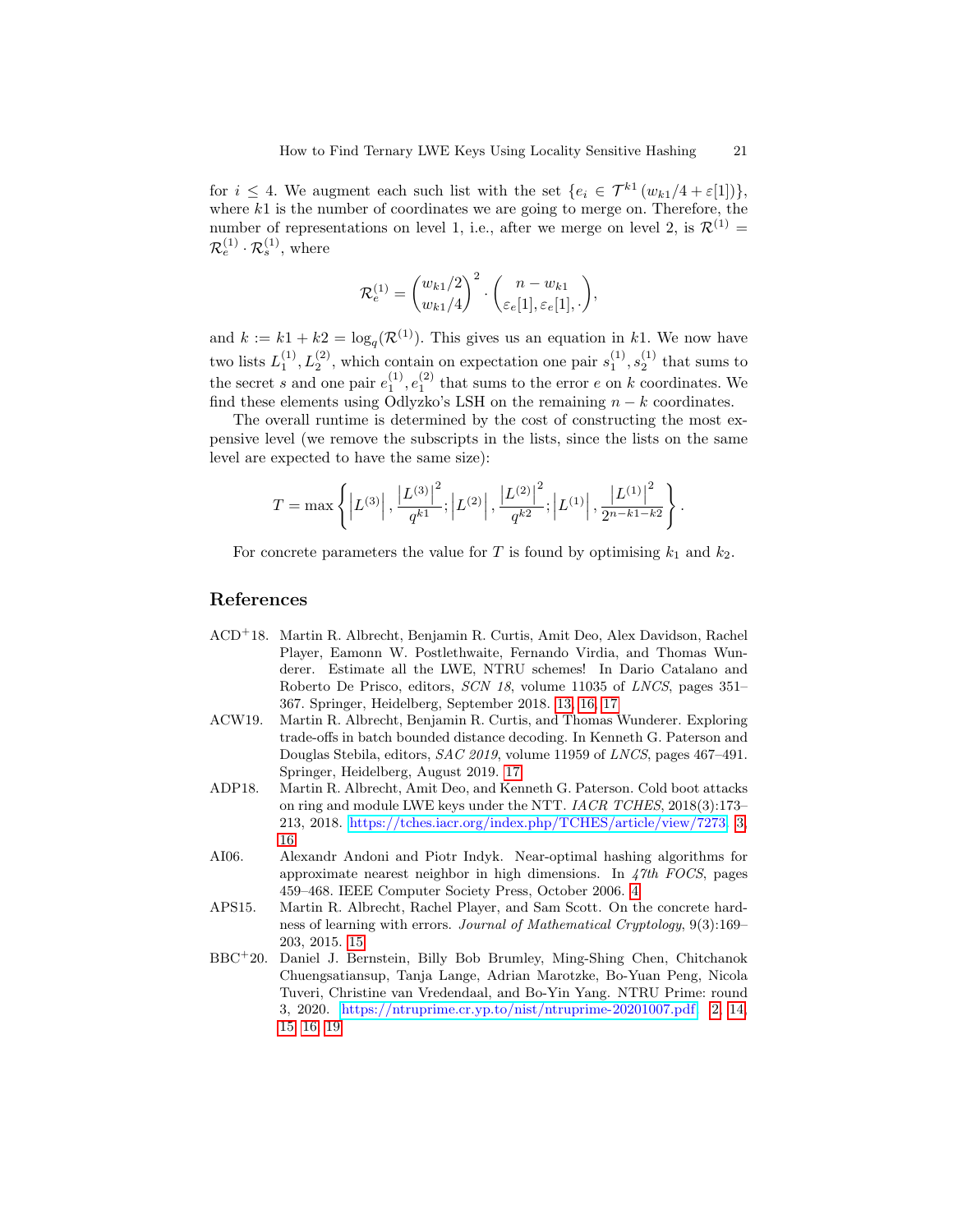for $i \leq 4$. We augment each such list with the set $\{e_i \in \mathcal{T}^{k1}(w_{k1}/4 + \varepsilon[1])\}$, where $k1$ is the number of coordinates we are going to merge on. Therefore, the number of representations on level 1, i.e., after we merge on level 2, is $\mathcal{R}^{(1)} = \mathcal{R}_e^{(1)} \cdot \mathcal{R}_s^{(1)}$, where

$$\mathcal{R}_e^{(1)} = \binom{w_{k1}/2}{w_{k1}/4}^2 \cdot \binom{n - w_{k1}}{\varepsilon_e[1], \varepsilon_e[1], \cdot},$$

and $k := k1 + k2 = \log_q(\mathcal{R}^{(1)})$. This gives us an equation in $k1$. We now have two lists $L_1^{(1)}, L_2^{(2)}$, which contain on expectation one pair $s_1^{(1)}, s_2^{(1)}$ that sums to the secret $s$ and one pair $e_1^{(1)}, e_1^{(2)}$ that sums to the error $e$ on $k$ coordinates. We find these elements using Odlyzko's LSH on the remaining $n - k$ coordinates.

The overall runtime is determined by the cost of constructing the most expensive level (we remove the subscripts in the lists, since the lists on the same level are expected to have the same size):

$$T = \max\left\{ \left|L^{(3)}\right|, \frac{\left|L^{(3)}\right|^2}{q^{k1}}; \left|L^{(2)}\right|, \frac{\left|L^{(2)}\right|^2}{q^{k2}}; \left|L^{(1)}\right|, \frac{\left|L^{(1)}\right|^2}{2^{n-k1-k2}} \right\}.$$

For concrete parameters the value for $T$ is found by optimising $k_1$ and $k_2$.

## References

- ACD+18. Martin R. Albrecht, Benjamin R. Curtis, Amit Deo, Alex Davidson, Rachel Player, Eamonn W. Postlethwaite, Fernando Virdia, and Thomas Wunderer. Estimate all the LWE, NTRU schemes! In Dario Catalano and Roberto De Prisco, editors, *SCN 18*, volume 11035 of *LNCS*, pages 351–367. Springer, Heidelberg, September 2018. 13, 16, 17
- ACW19. Martin R. Albrecht, Benjamin R. Curtis, and Thomas Wunderer. Exploring trade-offs in batch bounded distance decoding. In Kenneth G. Paterson and Douglas Stebila, editors, *SAC 2019*, volume 11959 of *LNCS*, pages 467–491. Springer, Heidelberg, August 2019. 17
- ADP18. Martin R. Albrecht, Amit Deo, and Kenneth G. Paterson. Cold boot attacks on ring and module LWE keys under the NTT. *IACR TCHES*, 2018(3):173–213, 2018. https://tches.iacr.org/index.php/TCHES/article/view/7273. 3, 16
- AI06. Alexandr Andoni and Piotr Indyk. Near-optimal hashing algorithms for approximate nearest neighbor in high dimensions. In *47th FOCS*, pages 459–468. IEEE Computer Society Press, October 2006. 4
- APS15. Martin R. Albrecht, Rachel Player, and Sam Scott. On the concrete hardness of learning with errors. *Journal of Mathematical Cryptology*, 9(3):169–203, 2015. 15
- BBC+20. Daniel J. Bernstein, Billy Bob Brumley, Ming-Shing Chen, Chitchanok Chuengsatiansup, Tanja Lange, Adrian Marotzke, Bo-Yuan Peng, Nicola Tuveri, Christine van Vredendaal, and Bo-Yin Yang. NTRU Prime: round 3, 2020. https://ntruprime.cr.yp.to/nist/ntruprime-20201007.pdf. 2, 14, 15, 16, 19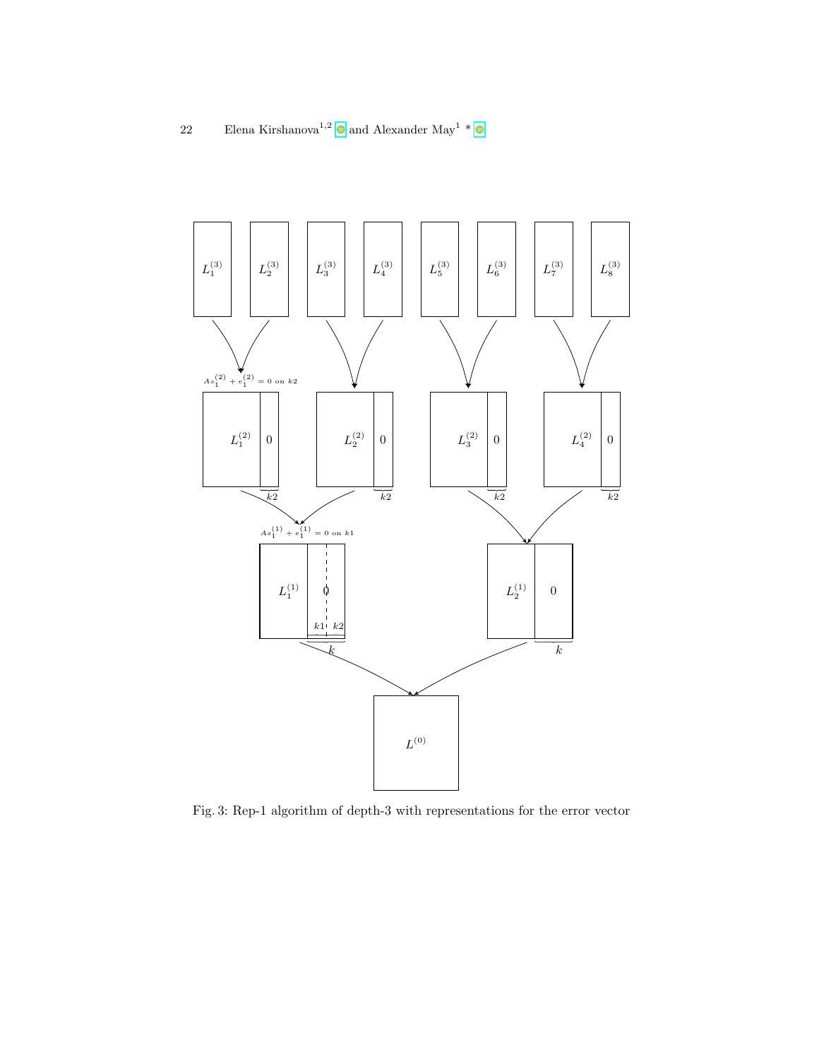$L_1^{(3)}$ $L_2^{(3)}$ $L_3^{(3)}$ $L_4^{(3)}$ $L_5^{(3)}$ $L_6^{(3)}$ $L_7^{(3)}$ $L_8^{(3)}$

$As_1^{(2)} + e_1^{(2)} = 0$ on $k2$

$L_1^{(2)}$ 0 $L_2^{(2)}$ 0 $L_3^{(2)}$ 0 $L_4^{(2)}$ 0

$k2$ $k2$ $k2$ $k2$

$As_1^{(1)} + e_1^{(1)} = 0$ on $k1$

$L_1^{(1)}$ 0 $L_2^{(1)}$ 0

$k1$ $k2$

$k$ $k$

$L^{(0)}$

Fig. 3: Rep-1 algorithm of depth-3 with representations for the error vector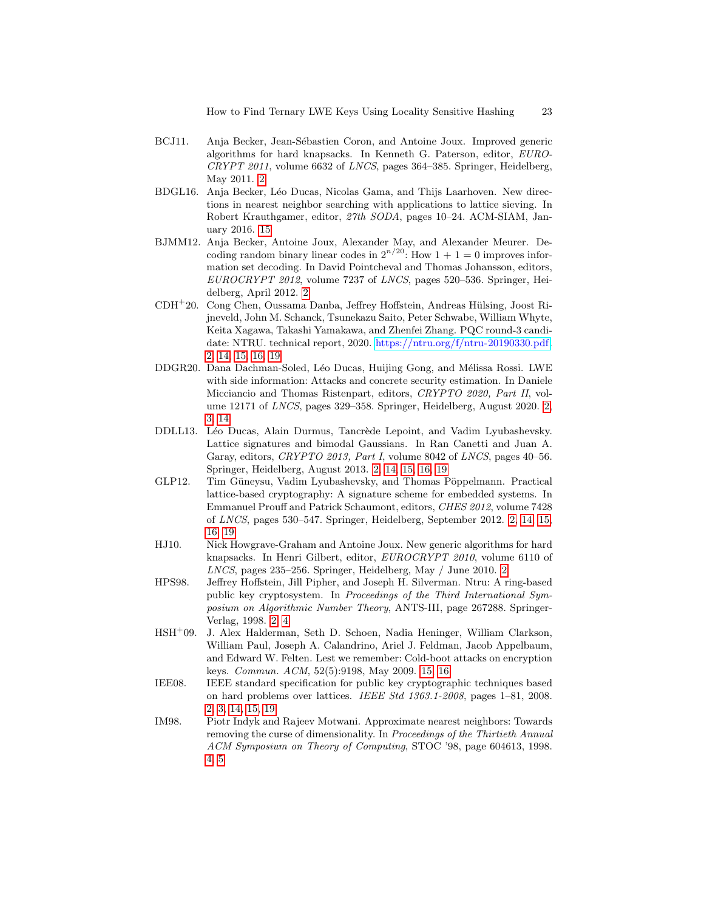BCJ11. Anja Becker, Jean-Sébastien Coron, and Antoine Joux. Improved generic algorithms for hard knapsacks. In Kenneth G. Paterson, editor, *EUROCRYPT 2011*, volume 6632 of *LNCS*, pages 364–385. Springer, Heidelberg, May 2011. 2

BDGL16. Anja Becker, Léo Ducas, Nicolas Gama, and Thijs Laarhoven. New directions in nearest neighbor searching with applications to lattice sieving. In Robert Krauthgamer, editor, *27th SODA*, pages 10–24. ACM-SIAM, January 2016. 15

BJMM12. Anja Becker, Antoine Joux, Alexander May, and Alexander Meurer. Decoding random binary linear codes in $2^{n/20}$: How $1 + 1 = 0$ improves information set decoding. In David Pointcheval and Thomas Johansson, editors, *EUROCRYPT 2012*, volume 7237 of *LNCS*, pages 520–536. Springer, Heidelberg, April 2012. 2

CDH[+]20. Cong Chen, Oussama Danba, Jeffrey Hoffstein, Andreas Hülsing, Joost Rijneveld, John M. Schanck, Tsunekazu Saito, Peter Schwabe, William Whyte, Keita Xagawa, Takashi Yamakawa, and Zhenfei Zhang. PQC round-3 candidate: NTRU. technical report, 2020. https://ntru.org/f/ntru-20190330.pdf. 2, 14, 15, 16, 19

DDGR20. Dana Dachman-Soled, Léo Ducas, Huijing Gong, and Mélissa Rossi. LWE with side information: Attacks and concrete security estimation. In Daniele Micciancio and Thomas Ristenpart, editors, *CRYPTO 2020, Part II*, volume 12171 of *LNCS*, pages 329–358. Springer, Heidelberg, August 2020. 2, 3, 14

DDLL13. Léo Ducas, Alain Durmus, Tancrède Lepoint, and Vadim Lyubashevsky. Lattice signatures and bimodal Gaussians. In Ran Canetti and Juan A. Garay, editors, *CRYPTO 2013, Part I*, volume 8042 of *LNCS*, pages 40–56. Springer, Heidelberg, August 2013. 2, 14, 15, 16, 19

GLP12. Tim Güneysu, Vadim Lyubashevsky, and Thomas Pöppelmann. Practical lattice-based cryptography: A signature scheme for embedded systems. In Emmanuel Prouff and Patrick Schaumont, editors, *CHES 2012*, volume 7428 of *LNCS*, pages 530–547. Springer, Heidelberg, September 2012. 2, 14, 15, 16, 19

HJ10. Nick Howgrave-Graham and Antoine Joux. New generic algorithms for hard knapsacks. In Henri Gilbert, editor, *EUROCRYPT 2010*, volume 6110 of *LNCS*, pages 235–256. Springer, Heidelberg, May / June 2010. 2

HPS98. Jeffrey Hoffstein, Jill Pipher, and Joseph H. Silverman. Ntru: A ring-based public key cryptosystem. In *Proceedings of the Third International Symposium on Algorithmic Number Theory*, ANTS-III, page 267288. Springer-Verlag, 1998. 2, 4

HSH[+]09. J. Alex Halderman, Seth D. Schoen, Nadia Heninger, William Clarkson, William Paul, Joseph A. Calandrino, Ariel J. Feldman, Jacob Appelbaum, and Edward W. Felten. Lest we remember: Cold-boot attacks on encryption keys. *Commun. ACM*, 52(5):9198, May 2009. 15, 16

IEE08. IEEE standard specification for public key cryptographic techniques based on hard problems over lattices. *IEEE Std 1363.1-2008*, pages 1–81, 2008. 2, 3, 14, 15, 19

IM98. Piotr Indyk and Rajeev Motwani. Approximate nearest neighbors: Towards removing the curse of dimensionality. In *Proceedings of the Thirtieth Annual ACM Symposium on Theory of Computing*, STOC '98, page 604613, 1998. 4, 5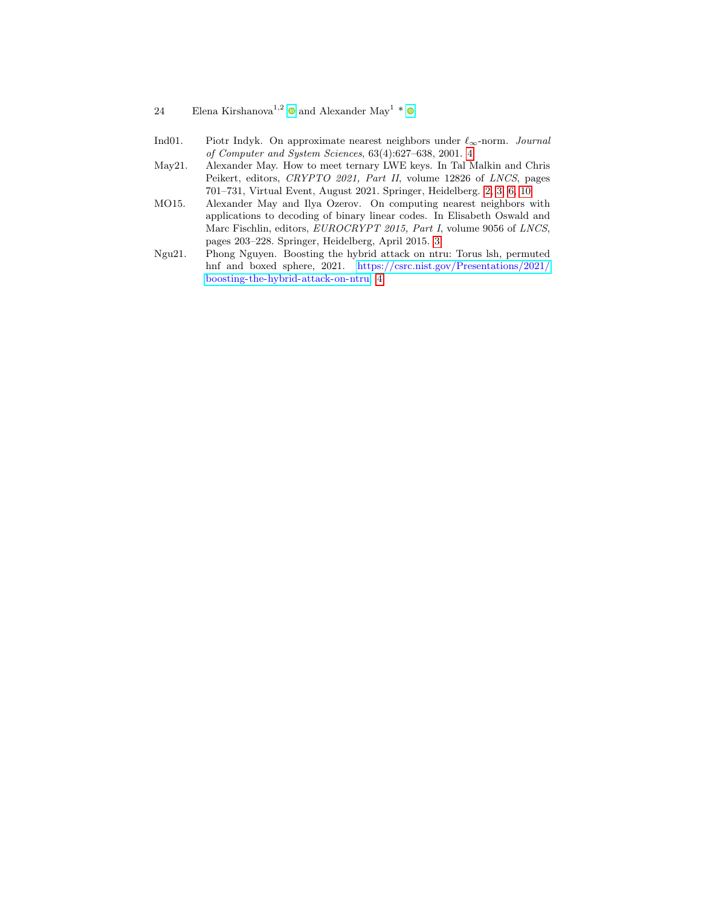Ind01. Piotr Indyk. On approximate nearest neighbors under $\ell_\infty$-norm. *Journal of Computer and System Sciences*, 63(4):627–638, 2001. 4

May21. Alexander May. How to meet ternary LWE keys. In Tal Malkin and Chris Peikert, editors, *CRYPTO 2021, Part II*, volume 12826 of *LNCS*, pages 701–731, Virtual Event, August 2021. Springer, Heidelberg. 2, 3, 6, 10

MO15. Alexander May and Ilya Ozerov. On computing nearest neighbors with applications to decoding of binary linear codes. In Elisabeth Oswald and Marc Fischlin, editors, *EUROCRYPT 2015, Part I*, volume 9056 of *LNCS*, pages 203–228. Springer, Heidelberg, April 2015. 3

Ngu21. Phong Nguyen. Boosting the hybrid attack on ntru: Torus lsh, permuted hnf and boxed sphere, 2021. https://csrc.nist.gov/Presentations/2021/boosting-the-hybrid-attack-on-ntru. 4